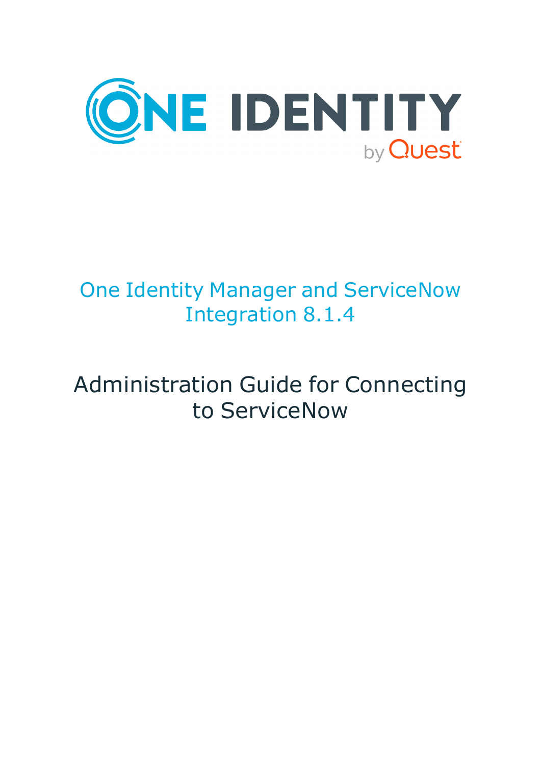ONE IDENTITY

by Quest

# One Identity Manager and ServiceNow Integration 8.1.4

## Administration Guide for Connecting to ServiceNow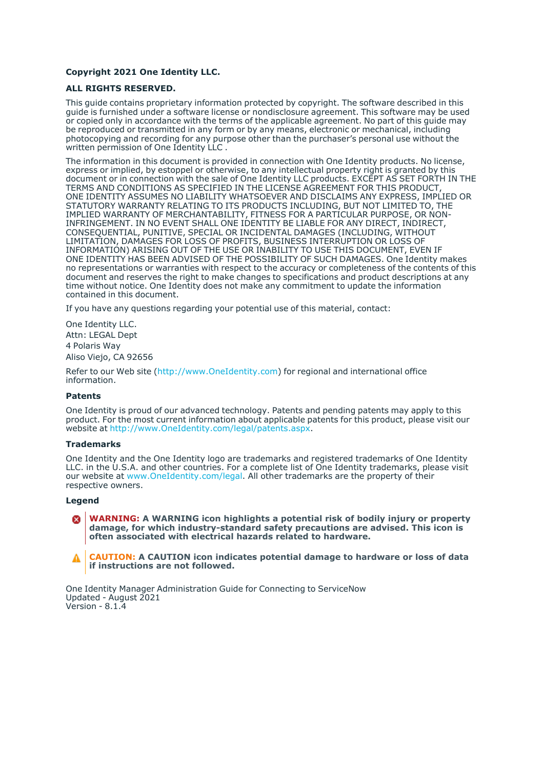**Copyright 2021 One Identity LLC.**

**ALL RIGHTS RESERVED.**

This guide contains proprietary information protected by copyright. The software described in this guide is furnished under a software license or nondisclosure agreement. This software may be used or copied only in accordance with the terms of the applicable agreement. No part of this guide may be reproduced or transmitted in any form or by any means, electronic or mechanical, including photocopying and recording for any purpose other than the purchaser's personal use without the written permission of One Identity LLC .

The information in this document is provided in connection with One Identity products. No license, express or implied, by estoppel or otherwise, to any intellectual property right is granted by this document or in connection with the sale of One Identity LLC products. EXCEPT AS SET FORTH IN THE TERMS AND CONDITIONS AS SPECIFIED IN THE LICENSE AGREEMENT FOR THIS PRODUCT, ONE IDENTITY ASSUMES NO LIABILITY WHATSOEVER AND DISCLAIMS ANY EXPRESS, IMPLIED OR STATUTORY WARRANTY RELATING TO ITS PRODUCTS INCLUDING, BUT NOT LIMITED TO, THE IMPLIED WARRANTY OF MERCHANTABILITY, FITNESS FOR A PARTICULAR PURPOSE, OR NON-INFRINGEMENT. IN NO EVENT SHALL ONE IDENTITY BE LIABLE FOR ANY DIRECT, INDIRECT, CONSEQUENTIAL, PUNITIVE, SPECIAL OR INCIDENTAL DAMAGES (INCLUDING, WITHOUT LIMITATION, DAMAGES FOR LOSS OF PROFITS, BUSINESS INTERRUPTION OR LOSS OF INFORMATION) ARISING OUT OF THE USE OR INABILITY TO USE THIS DOCUMENT, EVEN IF ONE IDENTITY HAS BEEN ADVISED OF THE POSSIBILITY OF SUCH DAMAGES. One Identity makes no representations or warranties with respect to the accuracy or completeness of the contents of this document and reserves the right to make changes to specifications and product descriptions at any time without notice. One Identity does not make any commitment to update the information contained in this document.

If you have any questions regarding your potential use of this material, contact:

One Identity LLC.
Attn: LEGAL Dept
4 Polaris Way
Aliso Viejo, CA 92656

Refer to our Web site (http://www.OneIdentity.com) for regional and international office information.

**Patents**

One Identity is proud of our advanced technology. Patents and pending patents may apply to this product. For the most current information about applicable patents for this product, please visit our website at http://www.OneIdentity.com/legal/patents.aspx.

**Trademarks**

One Identity and the One Identity logo are trademarks and registered trademarks of One Identity LLC. in the U.S.A. and other countries. For a complete list of One Identity trademarks, please visit our website at www.OneIdentity.com/legal. All other trademarks are the property of their respective owners.

**Legend**

**WARNING: A WARNING icon highlights a potential risk of bodily injury or property damage, for which industry-standard safety precautions are advised. This icon is often associated with electrical hazards related to hardware.**

**CAUTION: A CAUTION icon indicates potential damage to hardware or loss of data if instructions are not followed.**

One Identity Manager Administration Guide for Connecting to ServiceNow
Updated - August 2021
Version - 8.1.4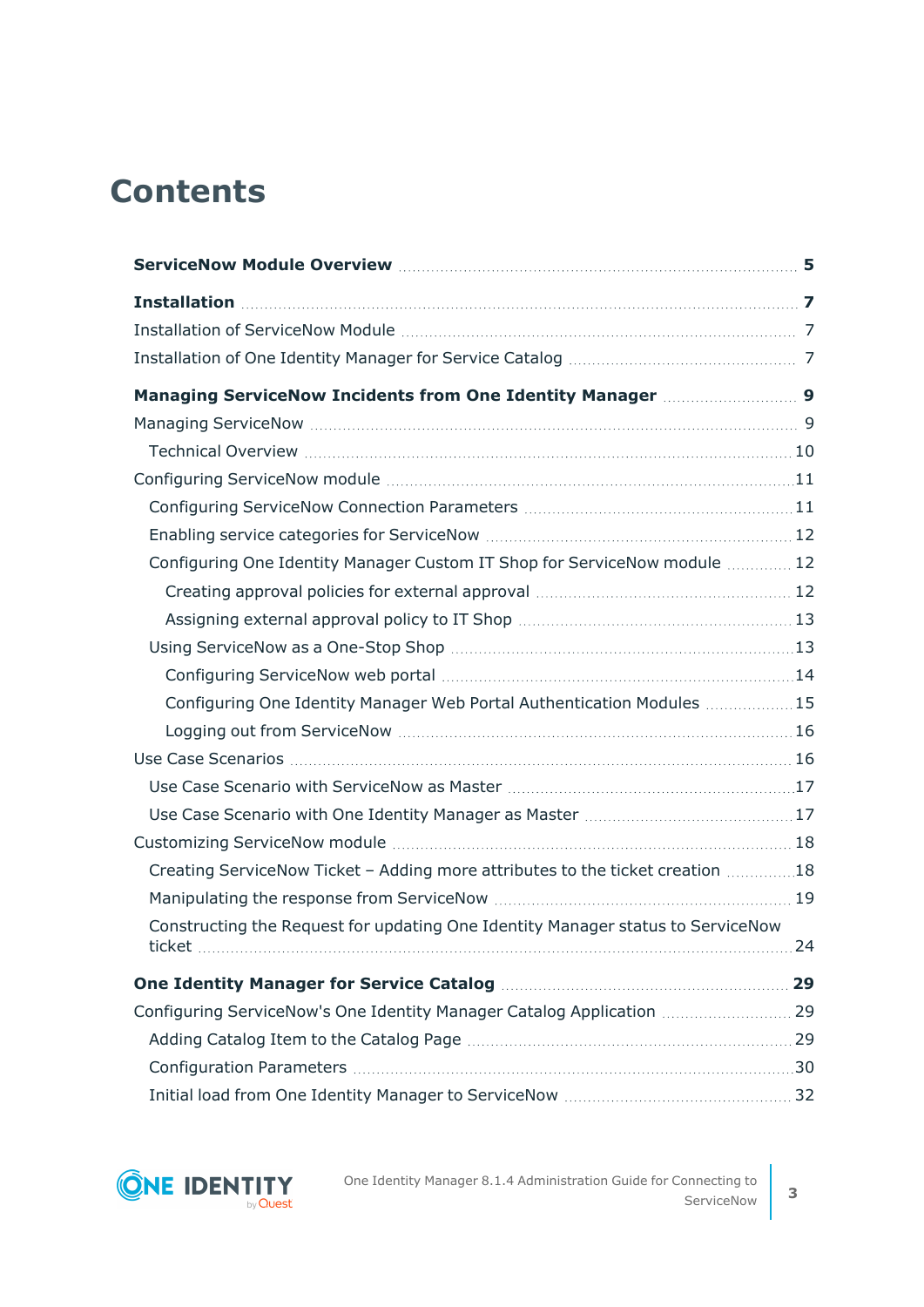# Contents

**ServiceNow Module Overview** 5

**Installation** 7

Installation of ServiceNow Module 7

Installation of One Identity Manager for Service Catalog 7

**Managing ServiceNow Incidents from One Identity Manager** 9

Managing ServiceNow 9

- Technical Overview 10

Configuring ServiceNow module 11

- Configuring ServiceNow Connection Parameters 11
- Enabling service categories for ServiceNow 12
- Configuring One Identity Manager Custom IT Shop for ServiceNow module 12
  - Creating approval policies for external approval 12
  - Assigning external approval policy to IT Shop 13
- Using ServiceNow as a One-Stop Shop 13
  - Configuring ServiceNow web portal 14
  - Configuring One Identity Manager Web Portal Authentication Modules 15
  - Logging out from ServiceNow 16

Use Case Scenarios 16

- Use Case Scenario with ServiceNow as Master 17
- Use Case Scenario with One Identity Manager as Master 17

Customizing ServiceNow module 18

- Creating ServiceNow Ticket – Adding more attributes to the ticket creation 18
- Manipulating the response from ServiceNow 19
- Constructing the Request for updating One Identity Manager status to ServiceNow ticket 24

**One Identity Manager for Service Catalog** 29

Configuring ServiceNow's One Identity Manager Catalog Application 29

- Adding Catalog Item to the Catalog Page 29
- Configuration Parameters 30
- Initial load from One Identity Manager to ServiceNow 32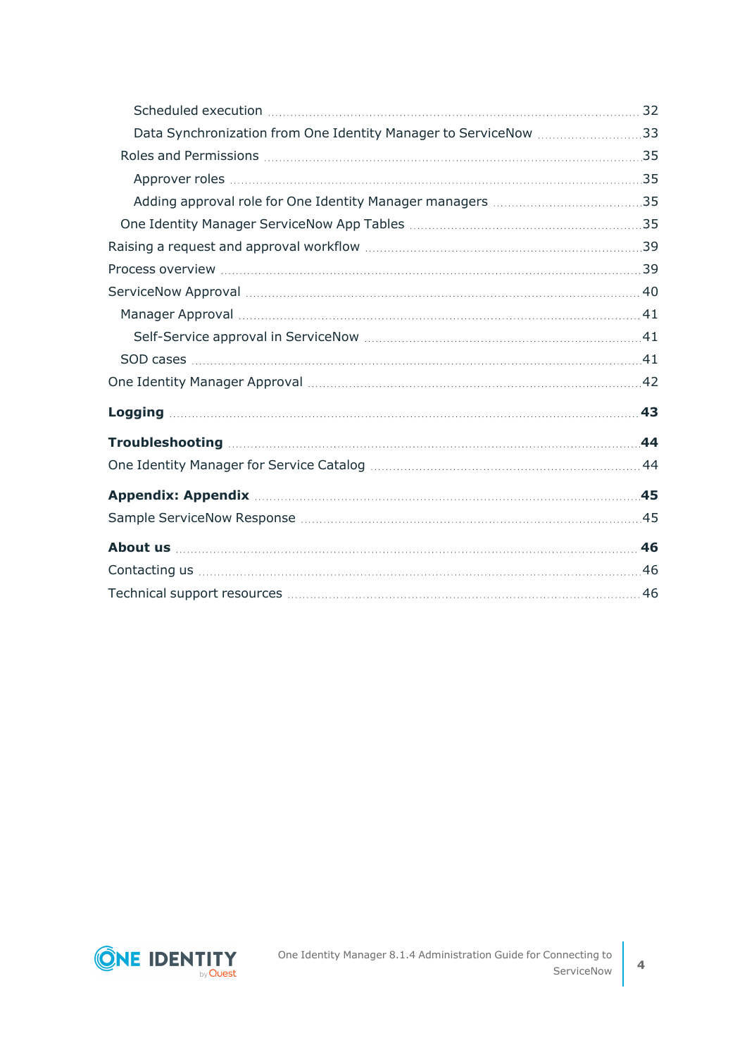- Scheduled execution 32
- Data Synchronization from One Identity Manager to ServiceNow 33
- Roles and Permissions 35
- Approver roles 35
- Adding approval role for One Identity Manager managers 35
- One Identity Manager ServiceNow App Tables 35

Raising a request and approval workflow 39

Process overview 39

ServiceNow Approval 40

- Manager Approval 41
- Self-Service approval in ServiceNow 41
- SOD cases 41

One Identity Manager Approval 42

**Logging 43**

**Troubleshooting 44**

One Identity Manager for Service Catalog 44

**Appendix: Appendix 45**

Sample ServiceNow Response 45

**About us 46**

Contacting us 46

Technical support resources 46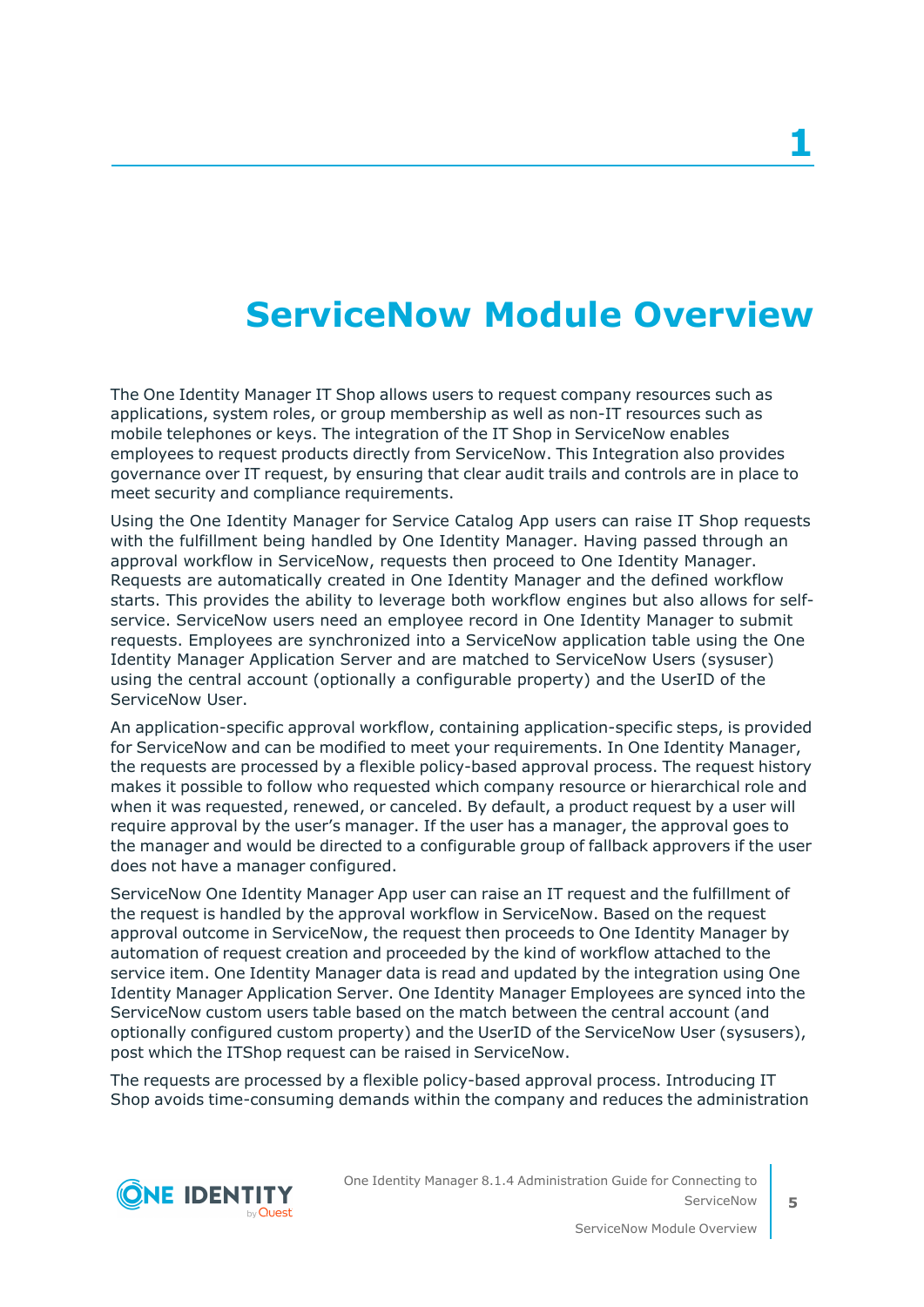# 1 ServiceNow Module Overview

The One Identity Manager IT Shop allows users to request company resources such as applications, system roles, or group membership as well as non-IT resources such as mobile telephones or keys. The integration of the IT Shop in ServiceNow enables employees to request products directly from ServiceNow. This Integration also provides governance over IT request, by ensuring that clear audit trails and controls are in place to meet security and compliance requirements.

Using the One Identity Manager for Service Catalog App users can raise IT Shop requests with the fulfillment being handled by One Identity Manager. Having passed through an approval workflow in ServiceNow, requests then proceed to One Identity Manager. Requests are automatically created in One Identity Manager and the defined workflow starts. This provides the ability to leverage both workflow engines but also allows for self-service. ServiceNow users need an employee record in One Identity Manager to submit requests. Employees are synchronized into a ServiceNow application table using the One Identity Manager Application Server and are matched to ServiceNow Users (sysuser) using the central account (optionally a configurable property) and the UserID of the ServiceNow User.

An application-specific approval workflow, containing application-specific steps, is provided for ServiceNow and can be modified to meet your requirements. In One Identity Manager, the requests are processed by a flexible policy-based approval process. The request history makes it possible to follow who requested which company resource or hierarchical role and when it was requested, renewed, or canceled. By default, a product request by a user will require approval by the user's manager. If the user has a manager, the approval goes to the manager and would be directed to a configurable group of fallback approvers if the user does not have a manager configured.

ServiceNow One Identity Manager App user can raise an IT request and the fulfillment of the request is handled by the approval workflow in ServiceNow. Based on the request approval outcome in ServiceNow, the request then proceeds to One Identity Manager by automation of request creation and proceeded by the kind of workflow attached to the service item. One Identity Manager data is read and updated by the integration using One Identity Manager Application Server. One Identity Manager Employees are synced into the ServiceNow custom users table based on the match between the central account (and optionally configured custom property) and the UserID of the ServiceNow User (sysusers), post which the ITShop request can be raised in ServiceNow.

The requests are processed by a flexible policy-based approval process. Introducing IT Shop avoids time-consuming demands within the company and reduces the administration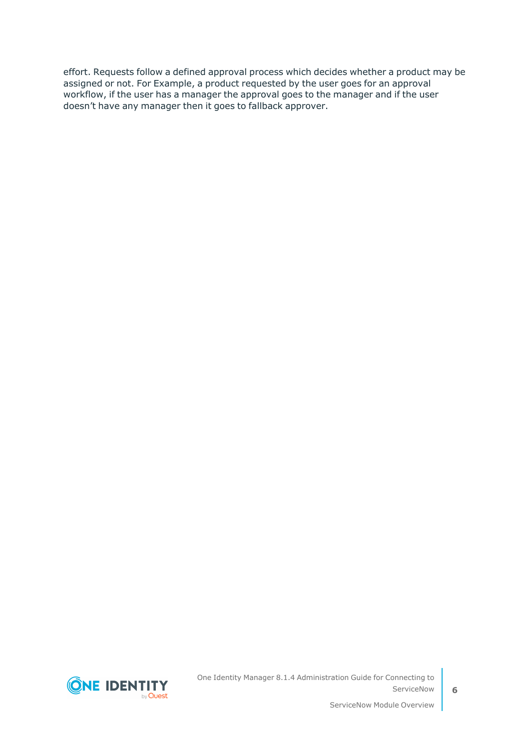effort. Requests follow a defined approval process which decides whether a product may be assigned or not. For Example, a product requested by the user goes for an approval workflow, if the user has a manager the approval goes to the manager and if the user doesn’t have any manager then it goes to fallback approver.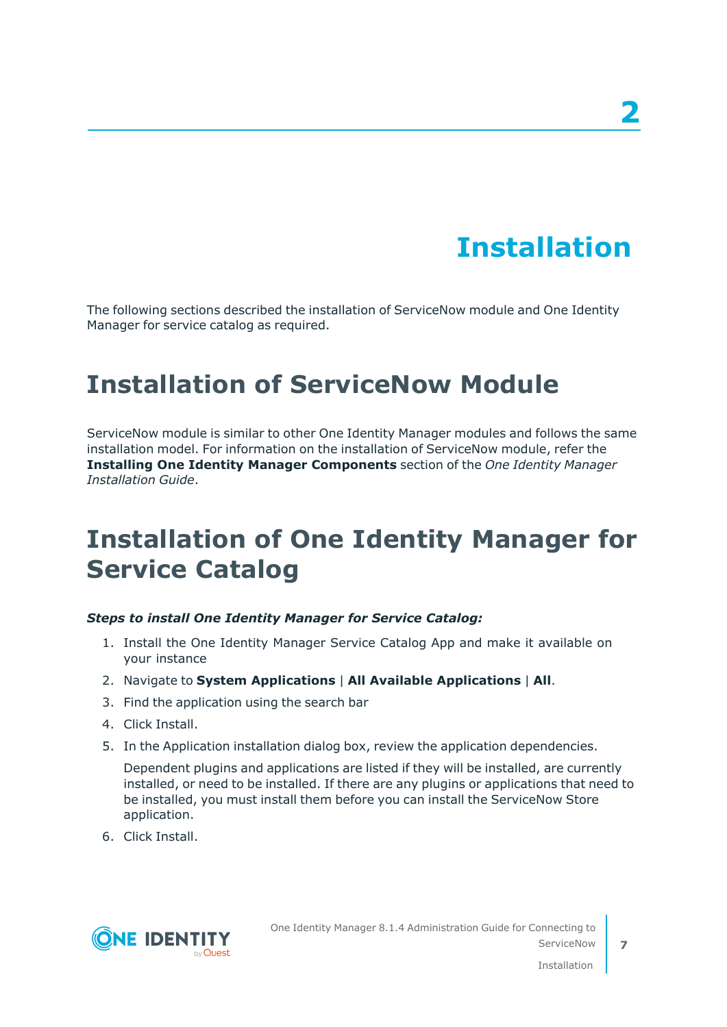# 2 Installation

The following sections described the installation of ServiceNow module and One Identity Manager for service catalog as required.

## Installation of ServiceNow Module

ServiceNow module is similar to other One Identity Manager modules and follows the same installation model. For information on the installation of ServiceNow module, refer the **Installing One Identity Manager Components** section of the *One Identity Manager Installation Guide*.

## Installation of One Identity Manager for Service Catalog

***Steps to install One Identity Manager for Service Catalog:***

1. Install the One Identity Manager Service Catalog App and make it available on your instance
2. Navigate to **System Applications** | **All Available Applications** | **All**.
3. Find the application using the search bar
4. Click Install.
5. In the Application installation dialog box, review the application dependencies.

   Dependent plugins and applications are listed if they will be installed, are currently installed, or need to be installed. If there are any plugins or applications that need to be installed, you must install them before you can install the ServiceNow Store application.
6. Click Install.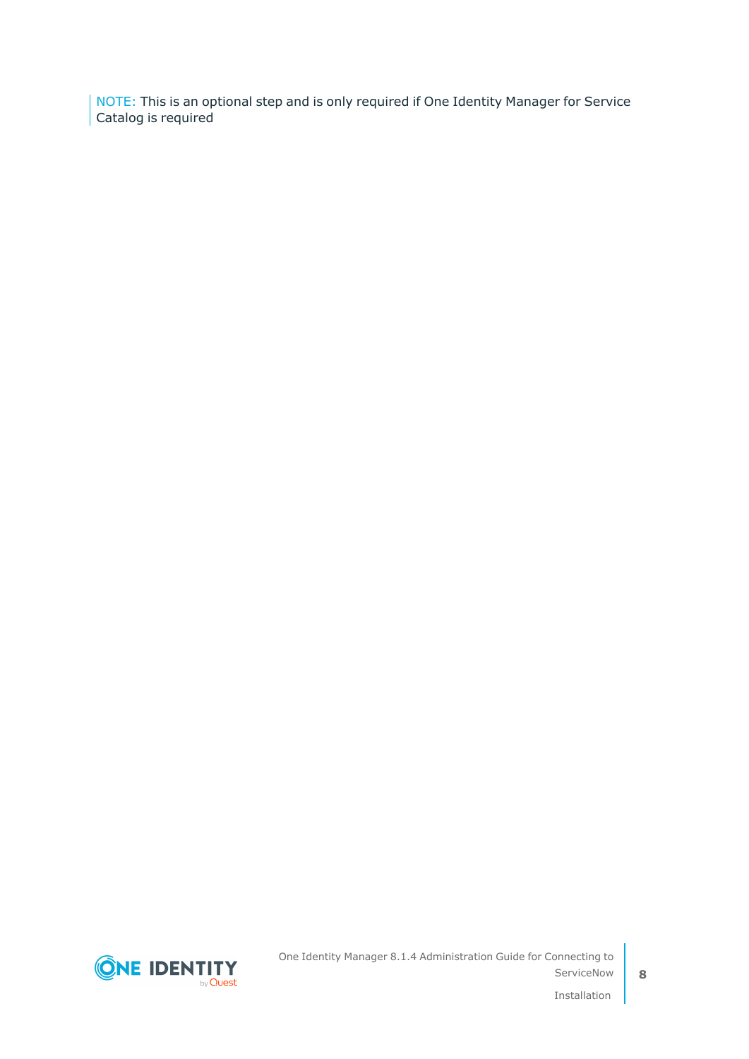NOTE: This is an optional step and is only required if One Identity Manager for Service Catalog is required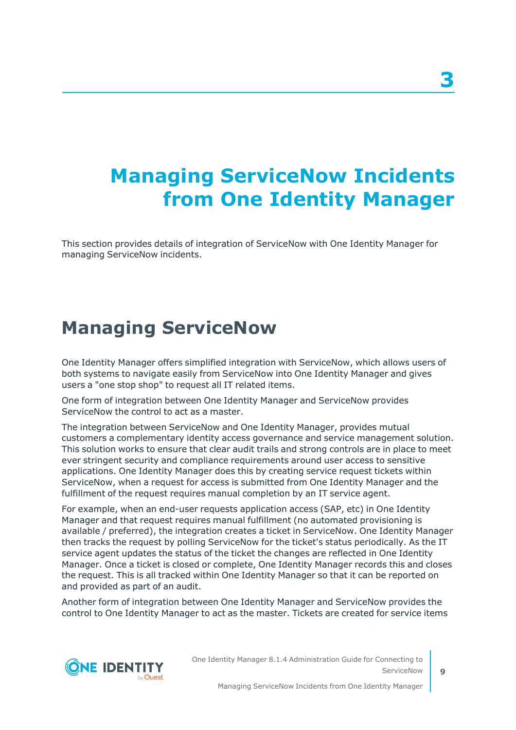# 3 Managing ServiceNow Incidents from One Identity Manager

This section provides details of integration of ServiceNow with One Identity Manager for managing ServiceNow incidents.

## Managing ServiceNow

One Identity Manager offers simplified integration with ServiceNow, which allows users of both systems to navigate easily from ServiceNow into One Identity Manager and gives users a "one stop shop" to request all IT related items.

One form of integration between One Identity Manager and ServiceNow provides ServiceNow the control to act as a master.

The integration between ServiceNow and One Identity Manager, provides mutual customers a complementary identity access governance and service management solution. This solution works to ensure that clear audit trails and strong controls are in place to meet ever stringent security and compliance requirements around user access to sensitive applications. One Identity Manager does this by creating service request tickets within ServiceNow, when a request for access is submitted from One Identity Manager and the fulfillment of the request requires manual completion by an IT service agent.

For example, when an end-user requests application access (SAP, etc) in One Identity Manager and that request requires manual fulfillment (no automated provisioning is available / preferred), the integration creates a ticket in ServiceNow. One Identity Manager then tracks the request by polling ServiceNow for the ticket's status periodically. As the IT service agent updates the status of the ticket the changes are reflected in One Identity Manager. Once a ticket is closed or complete, One Identity Manager records this and closes the request. This is all tracked within One Identity Manager so that it can be reported on and provided as part of an audit.

Another form of integration between One Identity Manager and ServiceNow provides the control to One Identity Manager to act as the master. Tickets are created for service items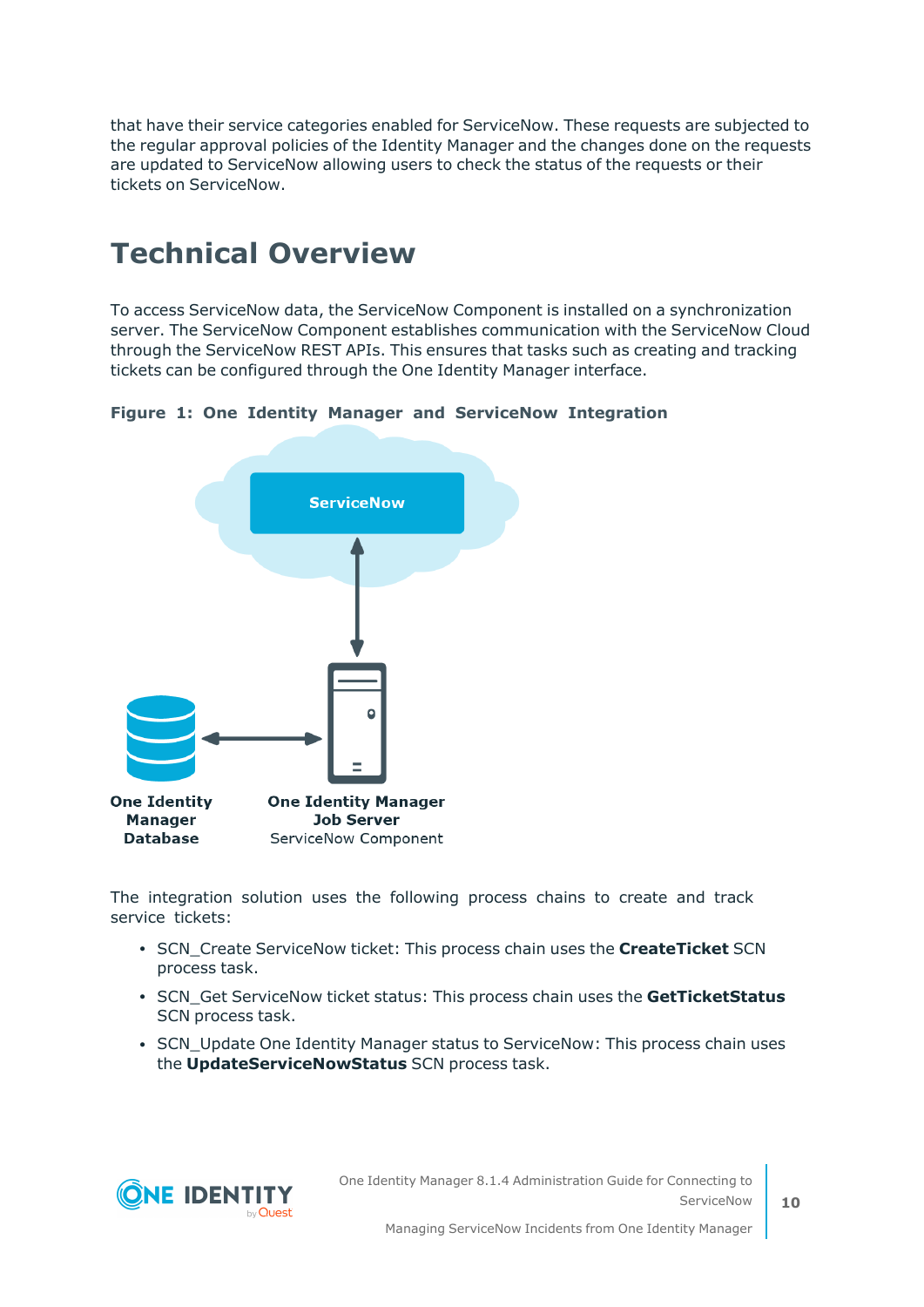that have their service categories enabled for ServiceNow. These requests are subjected to the regular approval policies of the Identity Manager and the changes done on the requests are updated to ServiceNow allowing users to check the status of the requests or their tickets on ServiceNow.

# Technical Overview

To access ServiceNow data, the ServiceNow Component is installed on a synchronization server. The ServiceNow Component establishes communication with the ServiceNow Cloud through the ServiceNow REST APIs. This ensures that tasks such as creating and tracking tickets can be configured through the One Identity Manager interface.

**Figure 1: One Identity Manager and ServiceNow Integration**

The integration solution uses the following process chains to create and track service tickets:

- SCN_Create ServiceNow ticket: This process chain uses the **CreateTicket** SCN process task.
- SCN_Get ServiceNow ticket status: This process chain uses the **GetTicketStatus** SCN process task.
- SCN_Update One Identity Manager status to ServiceNow: This process chain uses the **UpdateServiceNowStatus** SCN process task.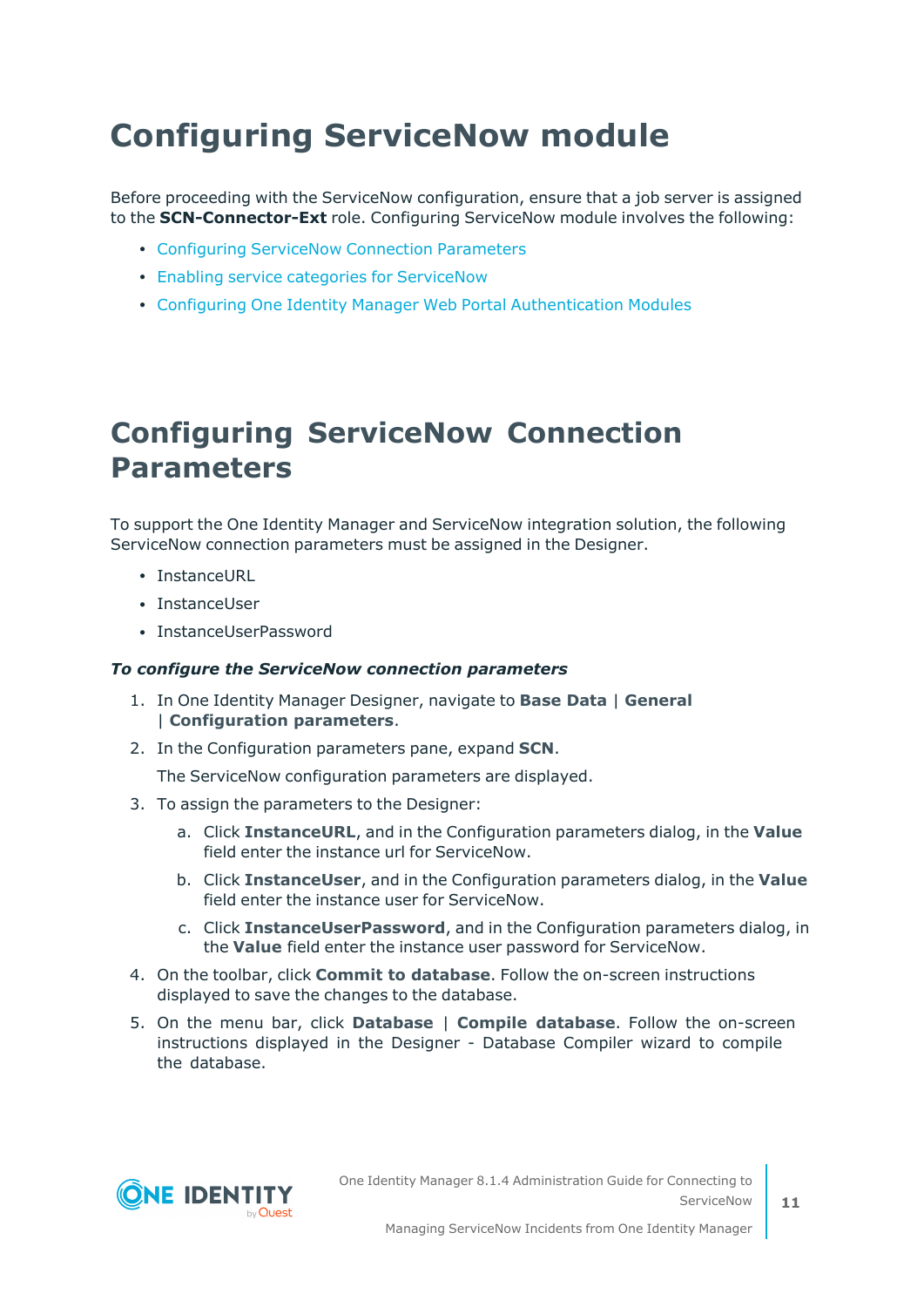# Configuring ServiceNow module

Before proceeding with the ServiceNow configuration, ensure that a job server is assigned to the **SCN-Connector-Ext** role. Configuring ServiceNow module involves the following:

- Configuring ServiceNow Connection Parameters
- Enabling service categories for ServiceNow
- Configuring One Identity Manager Web Portal Authentication Modules

# Configuring ServiceNow Connection Parameters

To support the One Identity Manager and ServiceNow integration solution, the following ServiceNow connection parameters must be assigned in the Designer.

- InstanceURL
- InstanceUser
- InstanceUserPassword

***To configure the ServiceNow connection parameters***

1. In One Identity Manager Designer, navigate to **Base Data** | **General** | **Configuration parameters**.
2. In the Configuration parameters pane, expand **SCN**.

   The ServiceNow configuration parameters are displayed.
3. To assign the parameters to the Designer:
   a. Click **InstanceURL**, and in the Configuration parameters dialog, in the **Value** field enter the instance url for ServiceNow.
   b. Click **InstanceUser**, and in the Configuration parameters dialog, in the **Value** field enter the instance user for ServiceNow.
   c. Click **InstanceUserPassword**, and in the Configuration parameters dialog, in the **Value** field enter the instance user password for ServiceNow.
4. On the toolbar, click **Commit to database**. Follow the on-screen instructions displayed to save the changes to the database.
5. On the menu bar, click **Database** | **Compile database**. Follow the on-screen instructions displayed in the Designer - Database Compiler wizard to compile the database.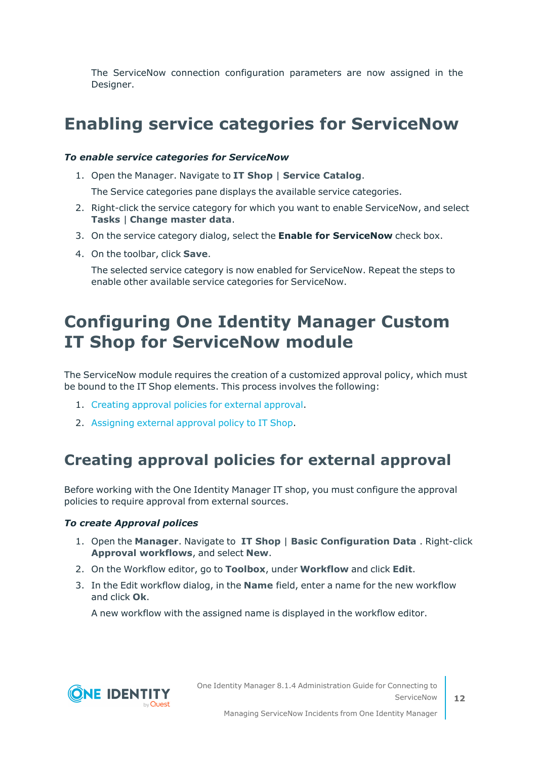The ServiceNow connection configuration parameters are now assigned in the Designer.

# Enabling service categories for ServiceNow

***To enable service categories for ServiceNow***

1. Open the Manager. Navigate to **IT Shop** | **Service Catalog**.

   The Service categories pane displays the available service categories.

2. Right-click the service category for which you want to enable ServiceNow, and select **Tasks** | **Change master data**.
3. On the service category dialog, select the **Enable for ServiceNow** check box.
4. On the toolbar, click **Save**.

   The selected service category is now enabled for ServiceNow. Repeat the steps to enable other available service categories for ServiceNow.

# Configuring One Identity Manager Custom IT Shop for ServiceNow module

The ServiceNow module requires the creation of a customized approval policy, which must be bound to the IT Shop elements. This process involves the following:

1. Creating approval policies for external approval.
2. Assigning external approval policy to IT Shop.

## Creating approval policies for external approval

Before working with the One Identity Manager IT shop, you must configure the approval policies to require approval from external sources.

***To create Approval polices***

1. Open the **Manager**. Navigate to **IT Shop** | **Basic Configuration Data** . Right-click **Approval workflows**, and select **New**.
2. On the Workflow editor, go to **Toolbox**, under **Workflow** and click **Edit**.
3. In the Edit workflow dialog, in the **Name** field, enter a name for the new workflow and click **Ok**.

   A new workflow with the assigned name is displayed in the workflow editor.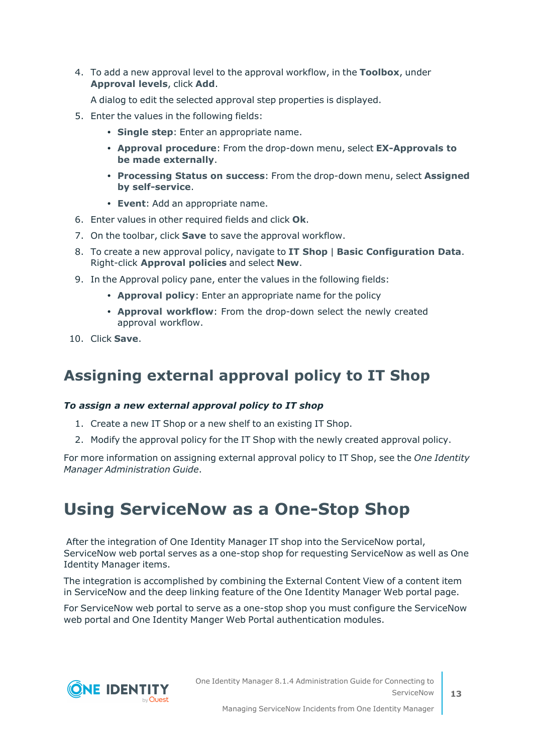4. To add a new approval level to the approval workflow, in the **Toolbox**, under **Approval levels**, click **Add**.

   A dialog to edit the selected approval step properties is displayed.

5. Enter the values in the following fields:
   - **Single step**: Enter an appropriate name.
   - **Approval procedure**: From the drop-down menu, select **EX-Approvals to be made externally**.
   - **Processing Status on success**: From the drop-down menu, select **Assigned by self-service**.
   - **Event**: Add an appropriate name.
6. Enter values in other required fields and click **Ok**.
7. On the toolbar, click **Save** to save the approval workflow.
8. To create a new approval policy, navigate to **IT Shop** | **Basic Configuration Data**. Right-click **Approval policies** and select **New**.
9. In the Approval policy pane, enter the values in the following fields:
   - **Approval policy**: Enter an appropriate name for the policy
   - **Approval workflow**: From the drop-down select the newly created approval workflow.
10. Click **Save**.

## Assigning external approval policy to IT Shop

***To assign a new external approval policy to IT shop***

1. Create a new IT Shop or a new shelf to an existing IT Shop.
2. Modify the approval policy for the IT Shop with the newly created approval policy.

For more information on assigning external approval policy to IT Shop, see the *One Identity Manager Administration Guide*.

# Using ServiceNow as a One-Stop Shop

After the integration of One Identity Manager IT shop into the ServiceNow portal, ServiceNow web portal serves as a one-stop shop for requesting ServiceNow as well as One Identity Manager items.

The integration is accomplished by combining the External Content View of a content item in ServiceNow and the deep linking feature of the One Identity Manager Web portal page.

For ServiceNow web portal to serve as a one-stop shop you must configure the ServiceNow web portal and One Identity Manger Web Portal authentication modules.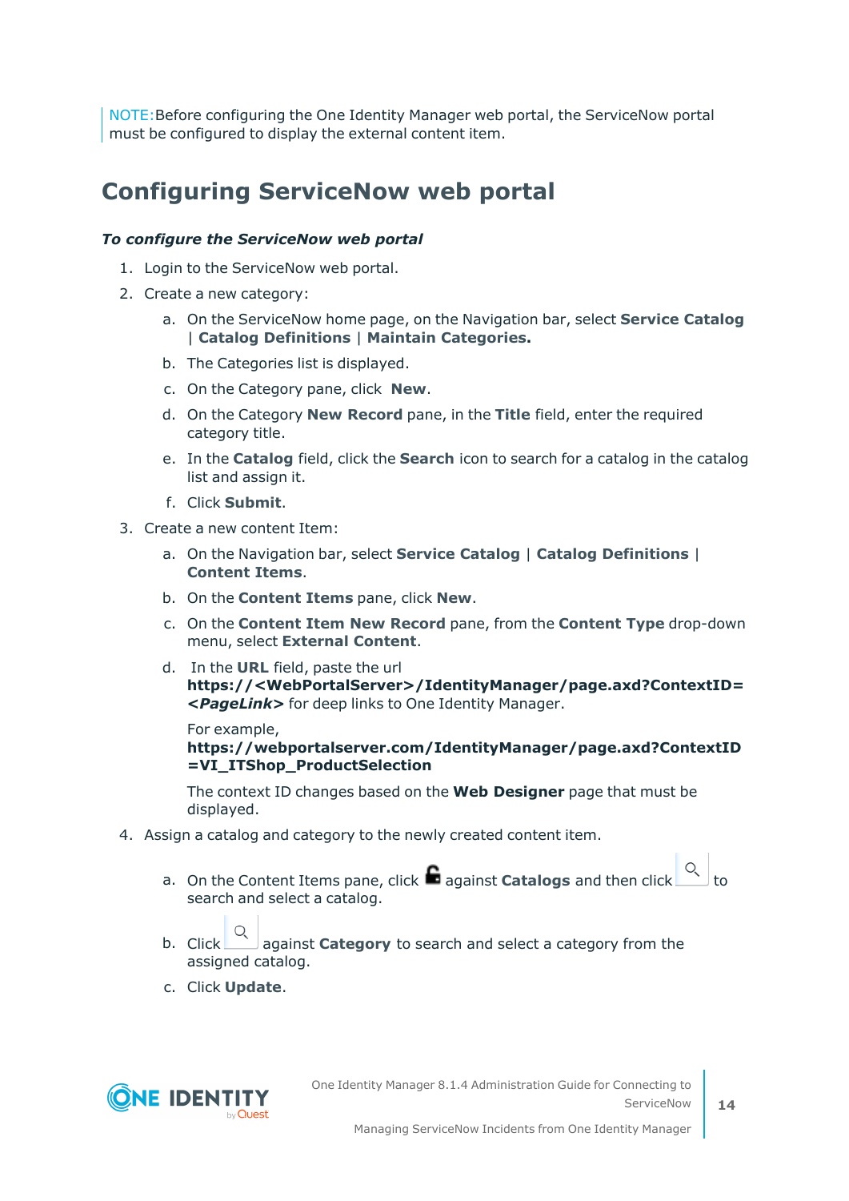NOTE: Before configuring the One Identity Manager web portal, the ServiceNow portal must be configured to display the external content item.

## Configuring ServiceNow web portal

***To configure the ServiceNow web portal***

1. Login to the ServiceNow web portal.
2. Create a new category:
   a. On the ServiceNow home page, on the Navigation bar, select **Service Catalog** | **Catalog Definitions** | **Maintain Categories.**
   b. The Categories list is displayed.
   c. On the Category pane, click **New**.
   d. On the Category **New Record** pane, in the **Title** field, enter the required category title.
   e. In the **Catalog** field, click the **Search** icon to search for a catalog in the catalog list and assign it.
   f. Click **Submit**.
3. Create a new content Item:
   a. On the Navigation bar, select **Service Catalog** | **Catalog Definitions** | **Content Items**.
   b. On the **Content Items** pane, click **New**.
   c. On the **Content Item New Record** pane, from the **Content Type** drop-down menu, select **External Content**.
   d. In the **URL** field, paste the url **https://<WebPortalServer>/IdentityManager/page.axd?ContextID=*<PageLink>*** for deep links to One Identity Manager.

      For example, **https://webportalserver.com/IdentityManager/page.axd?ContextID=VI_ITShop_ProductSelection**

      The context ID changes based on the **Web Designer** page that must be displayed.
4. Assign a catalog and category to the newly created content item.
   a. On the Content Items pane, click against **Catalogs** and then click to search and select a catalog.
   b. Click against **Category** to search and select a category from the assigned catalog.
   c. Click **Update**.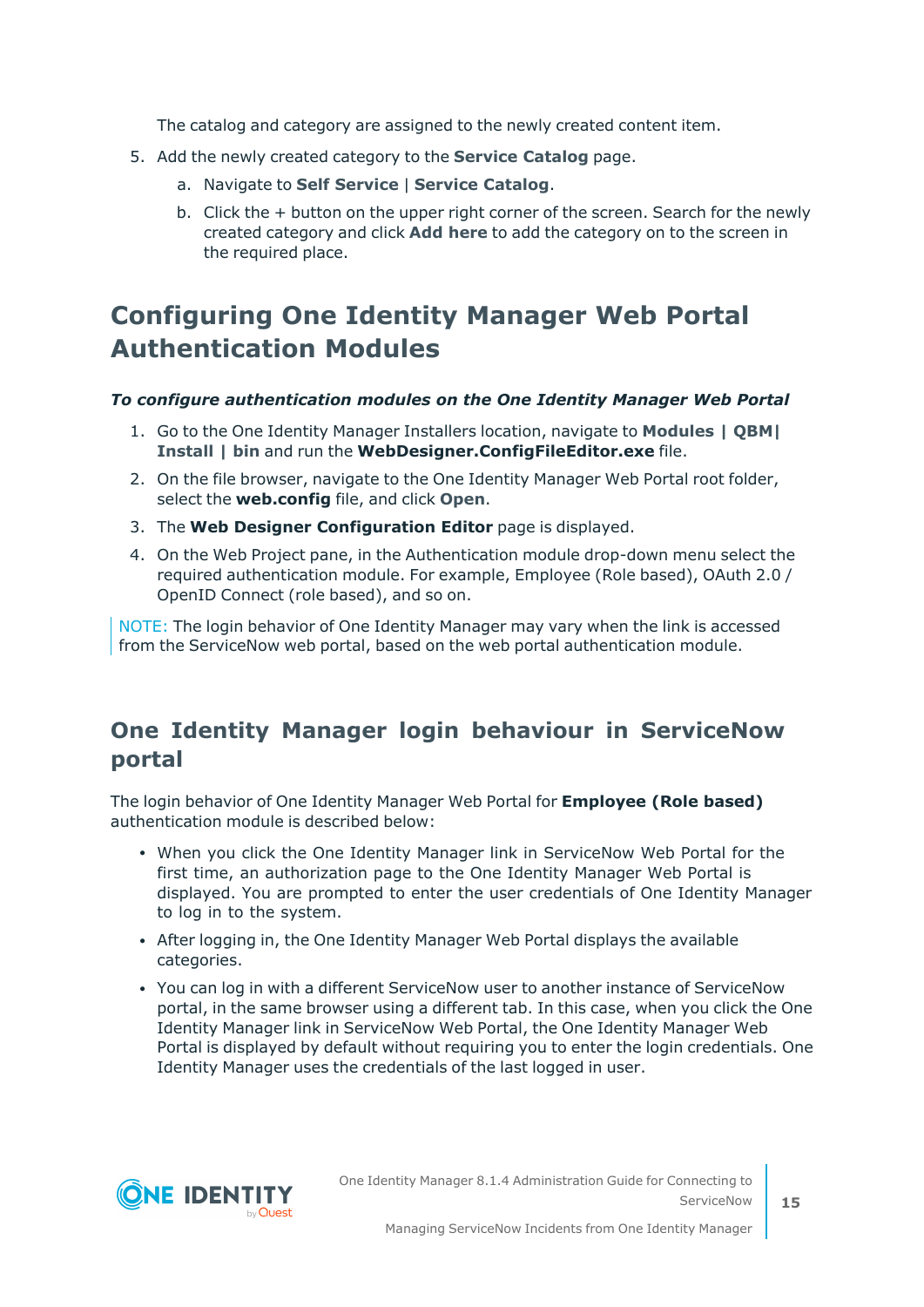The catalog and category are assigned to the newly created content item.

5. Add the newly created category to the **Service Catalog** page.
   a. Navigate to **Self Service** | **Service Catalog**.
   b. Click the + button on the upper right corner of the screen. Search for the newly created category and click **Add here** to add the category on to the screen in the required place.

## Configuring One Identity Manager Web Portal Authentication Modules

***To configure authentication modules on the One Identity Manager Web Portal***

1. Go to the One Identity Manager Installers location, navigate to **Modules | QBM| Install | bin** and run the **WebDesigner.ConfigFileEditor.exe** file.
2. On the file browser, navigate to the One Identity Manager Web Portal root folder, select the **web.config** file, and click **Open**.
3. The **Web Designer Configuration Editor** page is displayed.
4. On the Web Project pane, in the Authentication module drop-down menu select the required authentication module. For example, Employee (Role based), OAuth 2.0 / OpenID Connect (role based), and so on.

NOTE: The login behavior of One Identity Manager may vary when the link is accessed from the ServiceNow web portal, based on the web portal authentication module.

### One Identity Manager login behaviour in ServiceNow portal

The login behavior of One Identity Manager Web Portal for **Employee (Role based)** authentication module is described below:

- When you click the One Identity Manager link in ServiceNow Web Portal for the first time, an authorization page to the One Identity Manager Web Portal is displayed. You are prompted to enter the user credentials of One Identity Manager to log in to the system.
- After logging in, the One Identity Manager Web Portal displays the available categories.
- You can log in with a different ServiceNow user to another instance of ServiceNow portal, in the same browser using a different tab. In this case, when you click the One Identity Manager link in ServiceNow Web Portal, the One Identity Manager Web Portal is displayed by default without requiring you to enter the login credentials. One Identity Manager uses the credentials of the last logged in user.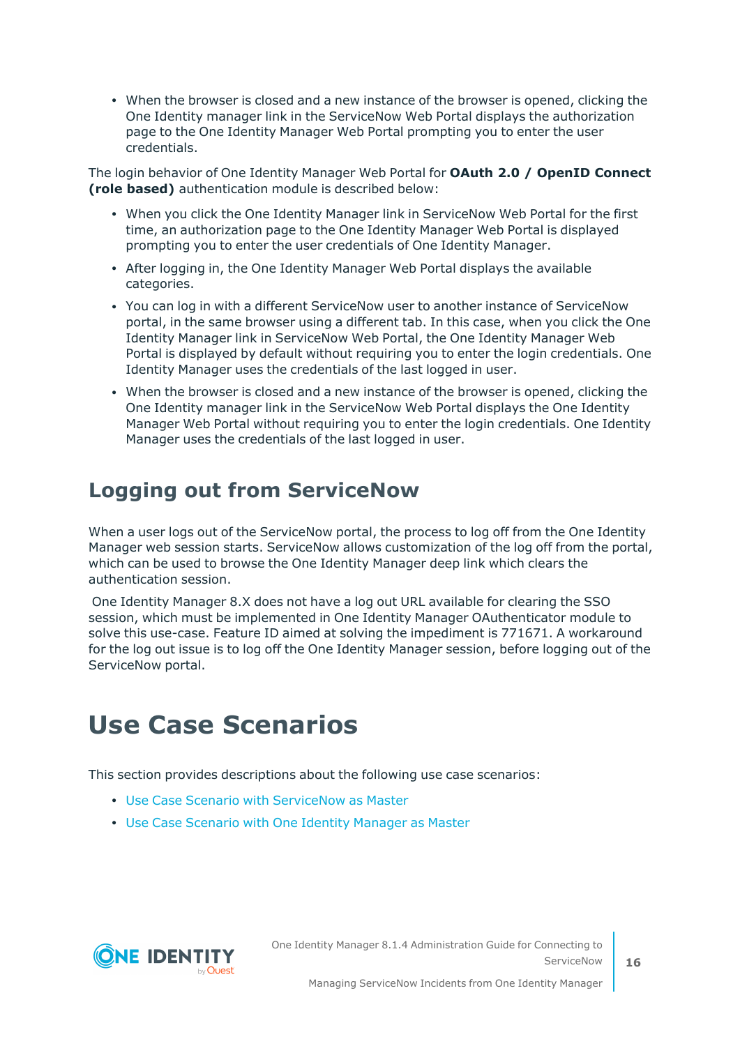- When the browser is closed and a new instance of the browser is opened, clicking the One Identity manager link in the ServiceNow Web Portal displays the authorization page to the One Identity Manager Web Portal prompting you to enter the user credentials.

The login behavior of One Identity Manager Web Portal for **OAuth 2.0 / OpenID Connect (role based)** authentication module is described below:

- When you click the One Identity Manager link in ServiceNow Web Portal for the first time, an authorization page to the One Identity Manager Web Portal is displayed prompting you to enter the user credentials of One Identity Manager.
- After logging in, the One Identity Manager Web Portal displays the available categories.
- You can log in with a different ServiceNow user to another instance of ServiceNow portal, in the same browser using a different tab. In this case, when you click the One Identity Manager link in ServiceNow Web Portal, the One Identity Manager Web Portal is displayed by default without requiring you to enter the login credentials. One Identity Manager uses the credentials of the last logged in user.
- When the browser is closed and a new instance of the browser is opened, clicking the One Identity manager link in the ServiceNow Web Portal displays the One Identity Manager Web Portal without requiring you to enter the login credentials. One Identity Manager uses the credentials of the last logged in user.

## Logging out from ServiceNow

When a user logs out of the ServiceNow portal, the process to log off from the One Identity Manager web session starts. ServiceNow allows customization of the log off from the portal, which can be used to browse the One Identity Manager deep link which clears the authentication session.

One Identity Manager 8.X does not have a log out URL available for clearing the SSO session, which must be implemented in One Identity Manager OAuthenticator module to solve this use-case. Feature ID aimed at solving the impediment is 771671. A workaround for the log out issue is to log off the One Identity Manager session, before logging out of the ServiceNow portal.

# Use Case Scenarios

This section provides descriptions about the following use case scenarios:

- Use Case Scenario with ServiceNow as Master
- Use Case Scenario with One Identity Manager as Master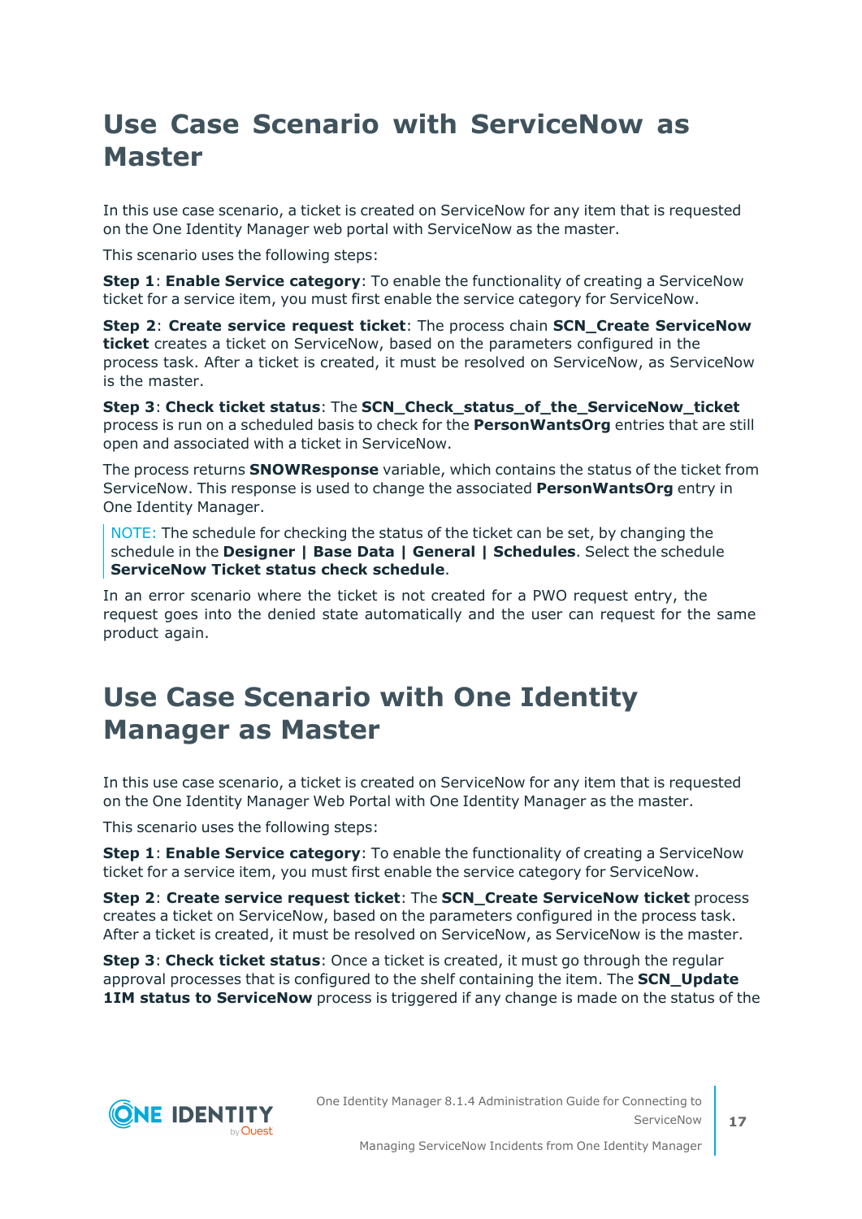# Use Case Scenario with ServiceNow as Master

In this use case scenario, a ticket is created on ServiceNow for any item that is requested on the One Identity Manager web portal with ServiceNow as the master.

This scenario uses the following steps:

**Step 1**: **Enable Service category**: To enable the functionality of creating a ServiceNow ticket for a service item, you must first enable the service category for ServiceNow.

**Step 2**: **Create service request ticket**: The process chain **SCN_Create ServiceNow ticket** creates a ticket on ServiceNow, based on the parameters configured in the process task. After a ticket is created, it must be resolved on ServiceNow, as ServiceNow is the master.

**Step 3**: **Check ticket status**: The **SCN_Check_status_of_the_ServiceNow_ticket** process is run on a scheduled basis to check for the **PersonWantsOrg** entries that are still open and associated with a ticket in ServiceNow.

The process returns **SNOWResponse** variable, which contains the status of the ticket from ServiceNow. This response is used to change the associated **PersonWantsOrg** entry in One Identity Manager.

NOTE: The schedule for checking the status of the ticket can be set, by changing the schedule in the **Designer | Base Data | General | Schedules**. Select the schedule **ServiceNow Ticket status check schedule**.

In an error scenario where the ticket is not created for a PWO request entry, the request goes into the denied state automatically and the user can request for the same product again.

# Use Case Scenario with One Identity Manager as Master

In this use case scenario, a ticket is created on ServiceNow for any item that is requested on the One Identity Manager Web Portal with One Identity Manager as the master.

This scenario uses the following steps:

**Step 1**: **Enable Service category**: To enable the functionality of creating a ServiceNow ticket for a service item, you must first enable the service category for ServiceNow.

**Step 2**: **Create service request ticket**: The **SCN_Create ServiceNow ticket** process creates a ticket on ServiceNow, based on the parameters configured in the process task. After a ticket is created, it must be resolved on ServiceNow, as ServiceNow is the master.

**Step 3**: **Check ticket status**: Once a ticket is created, it must go through the regular approval processes that is configured to the shelf containing the item. The **SCN_Update 1IM status to ServiceNow** process is triggered if any change is made on the status of the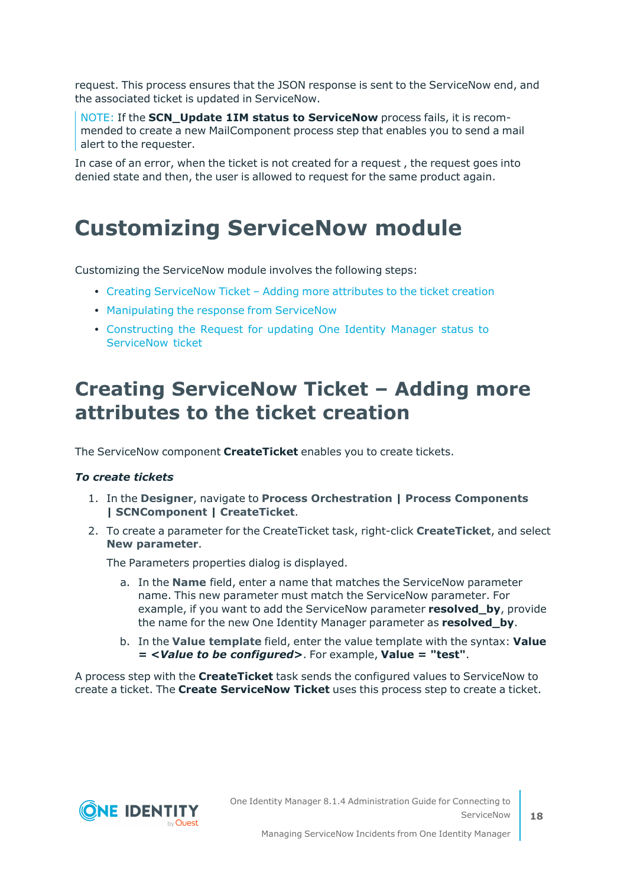request. This process ensures that the JSON response is sent to the ServiceNow end, and the associated ticket is updated in ServiceNow.

> NOTE: If the **SCN_Update 1IM status to ServiceNow** process fails, it is recommended to create a new MailComponent process step that enables you to send a mail alert to the requester.

In case of an error, when the ticket is not created for a request , the request goes into denied state and then, the user is allowed to request for the same product again.

# Customizing ServiceNow module

Customizing the ServiceNow module involves the following steps:

- Creating ServiceNow Ticket – Adding more attributes to the ticket creation
- Manipulating the response from ServiceNow
- Constructing the Request for updating One Identity Manager status to ServiceNow ticket

## Creating ServiceNow Ticket – Adding more attributes to the ticket creation

The ServiceNow component **CreateTicket** enables you to create tickets.

***To create tickets***

1. In the **Designer**, navigate to **Process Orchestration | Process Components | SCNComponent | CreateTicket**.
2. To create a parameter for the CreateTicket task, right-click **CreateTicket**, and select **New parameter**.

   The Parameters properties dialog is displayed.

   a. In the **Name** field, enter a name that matches the ServiceNow parameter name. This new parameter must match the ServiceNow parameter. For example, if you want to add the ServiceNow parameter **resolved_by**, provide the name for the new One Identity Manager parameter as **resolved_by**.

   b. In the **Value template** field, enter the value template with the syntax: **Value = <*Value to be configured*>**. For example, **Value = "test"**.

A process step with the **CreateTicket** task sends the configured values to ServiceNow to create a ticket. The **Create ServiceNow Ticket** uses this process step to create a ticket.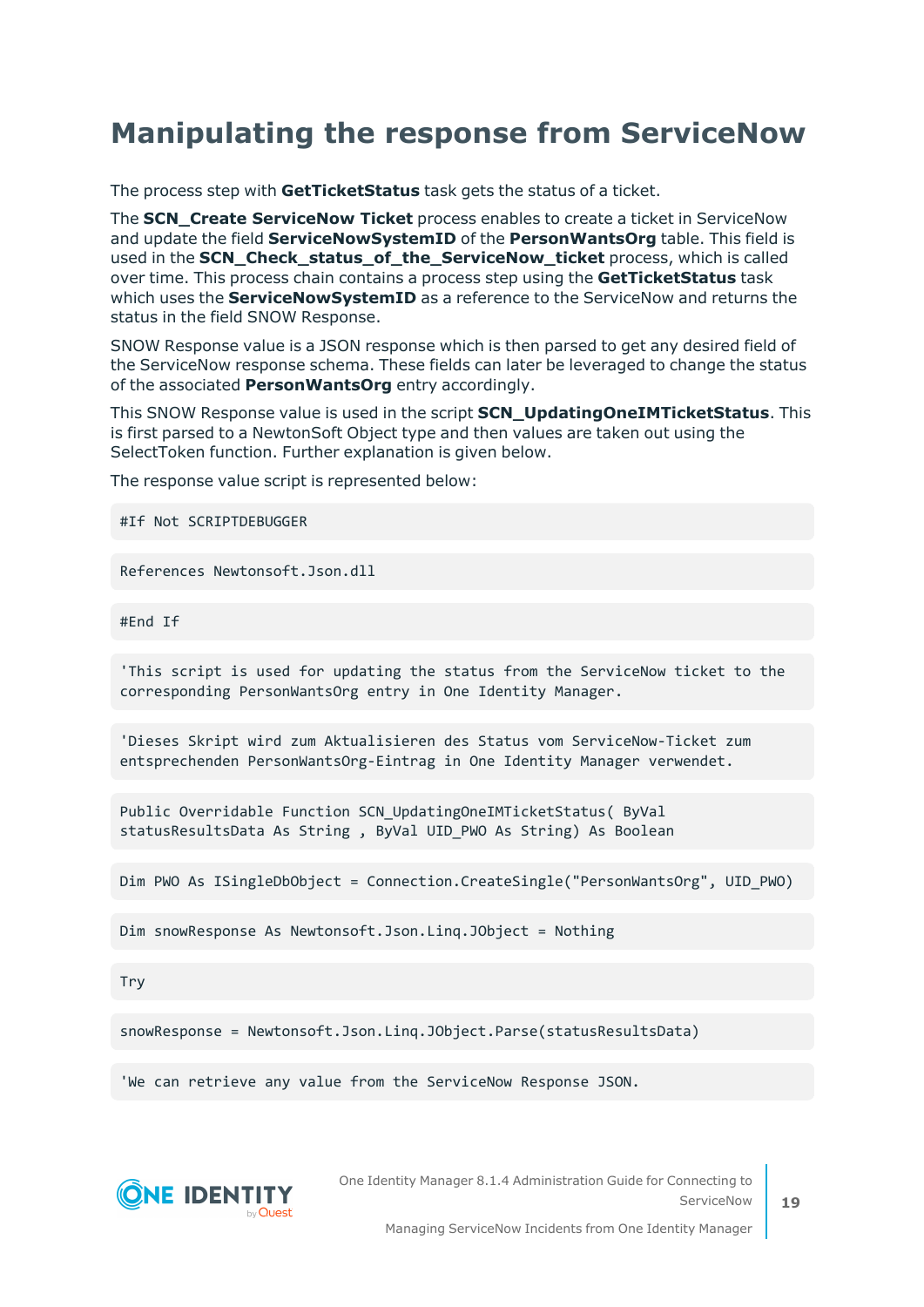# Manipulating the response from ServiceNow

The process step with **GetTicketStatus** task gets the status of a ticket.

The **SCN_Create ServiceNow Ticket** process enables to create a ticket in ServiceNow and update the field **ServiceNowSystemID** of the **PersonWantsOrg** table. This field is used in the **SCN_Check_status_of_the_ServiceNow_ticket** process, which is called over time. This process chain contains a process step using the **GetTicketStatus** task which uses the **ServiceNowSystemID** as a reference to the ServiceNow and returns the status in the field SNOW Response.

SNOW Response value is a JSON response which is then parsed to get any desired field of the ServiceNow response schema. These fields can later be leveraged to change the status of the associated **PersonWantsOrg** entry accordingly.

This SNOW Response value is used in the script **SCN_UpdatingOneIMTicketStatus**. This is first parsed to a NewtonSoft Object type and then values are taken out using the SelectToken function. Further explanation is given below.

The response value script is represented below:

```
#If Not SCRIPTDEBUGGER
```

```
References Newtonsoft.Json.dll
```

```
#End If
```

```
'This script is used for updating the status from the ServiceNow ticket to the corresponding PersonWantsOrg entry in One Identity Manager.
```

```
'Dieses Skript wird zum Aktualisieren des Status vom ServiceNow-Ticket zum entsprechenden PersonWantsOrg-Eintrag in One Identity Manager verwendet.
```

```
Public Overridable Function SCN_UpdatingOneIMTicketStatus( ByVal statusResultsData As String , ByVal UID_PWO As String) As Boolean
```

```
Dim PWO As ISingleDbObject = Connection.CreateSingle("PersonWantsOrg", UID_PWO)
```

```
Dim snowResponse As Newtonsoft.Json.Linq.JObject = Nothing
```

```
Try
```

```
snowResponse = Newtonsoft.Json.Linq.JObject.Parse(statusResultsData)
```

```
'We can retrieve any value from the ServiceNow Response JSON.
```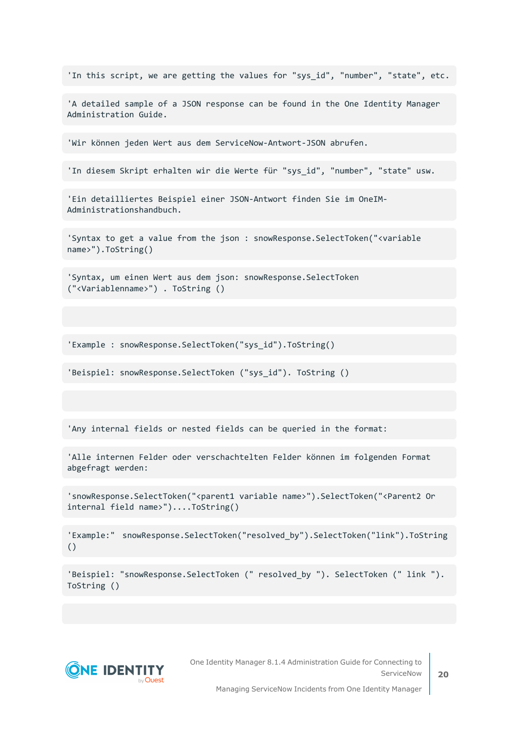```
'In this script, we are getting the values for "sys_id", "number", "state", etc.
```

```
'A detailed sample of a JSON response can be found in the One Identity Manager Administration Guide.
```

```
'Wir können jeden Wert aus dem ServiceNow-Antwort-JSON abrufen.
```

```
'In diesem Skript erhalten wir die Werte für "sys_id", "number", "state" usw.
```

```
'Ein detailliertes Beispiel einer JSON-Antwort finden Sie im OneIM-Administrationshandbuch.
```

```
'Syntax to get a value from the json : snowResponse.SelectToken("<variable name>").ToString()
```

```
'Syntax, um einen Wert aus dem json: snowResponse.SelectToken ("<Variablenname>") . ToString ()
```

```

```

```
'Example : snowResponse.SelectToken("sys_id").ToString()
```

```
'Beispiel: snowResponse.SelectToken ("sys_id"). ToString ()
```

```

```

```
'Any internal fields or nested fields can be queried in the format:
```

```
'Alle internen Felder oder verschachtelten Felder können im folgenden Format abgefragt werden:
```

```
'snowResponse.SelectToken("<parent1 variable name>").SelectToken("<Parent2 Or internal field name>")....ToString()
```

```
'Example:"  snowResponse.SelectToken("resolved_by").SelectToken("link").ToString()
```

```
'Beispiel: "snowResponse.SelectToken (" resolved_by "). SelectToken (" link "). ToString ()
```

```

```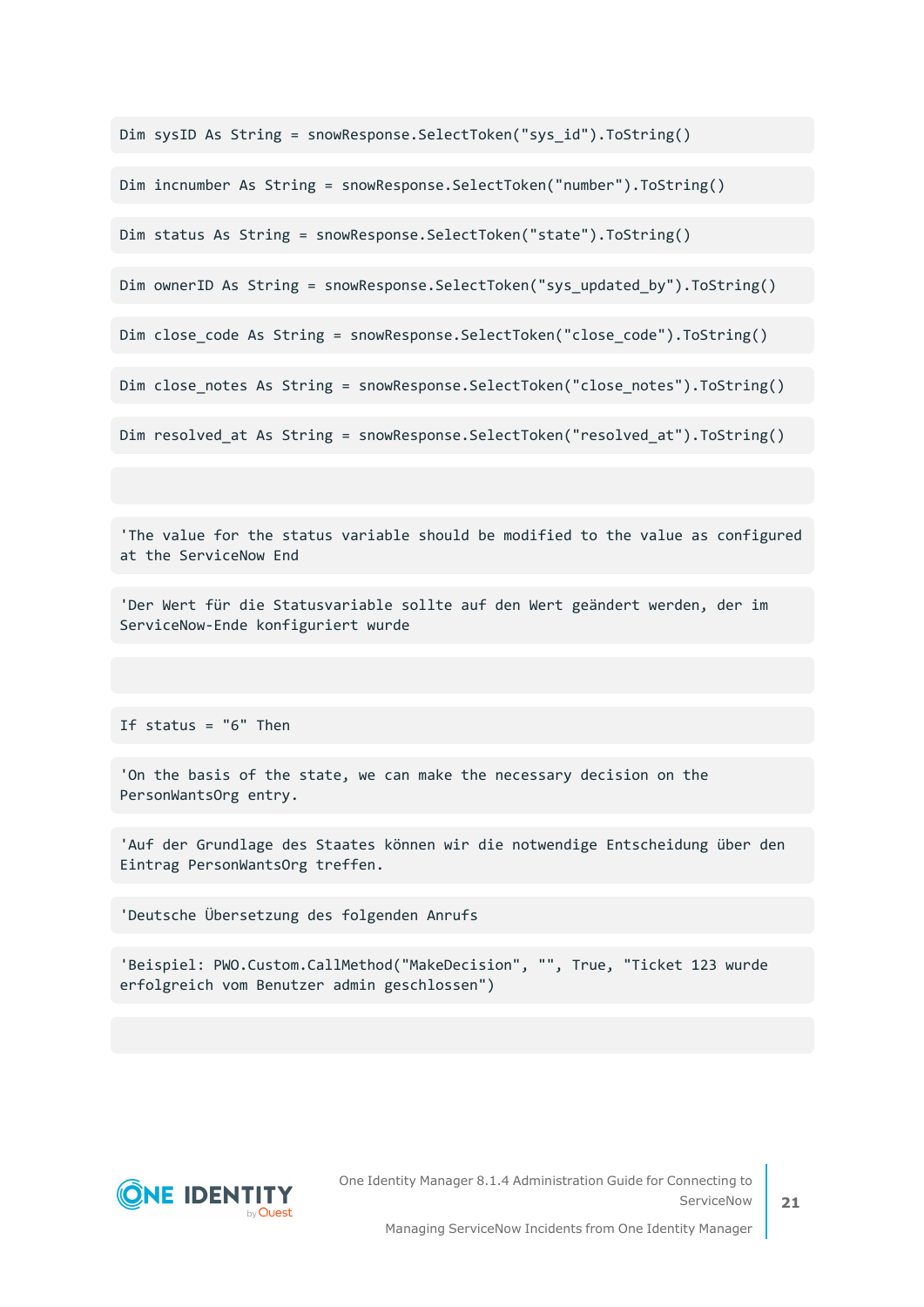```
Dim sysID As String = snowResponse.SelectToken("sys_id").ToString()

Dim incnumber As String = snowResponse.SelectToken("number").ToString()

Dim status As String = snowResponse.SelectToken("state").ToString()

Dim ownerID As String = snowResponse.SelectToken("sys_updated_by").ToString()

Dim close_code As String = snowResponse.SelectToken("close_code").ToString()

Dim close_notes As String = snowResponse.SelectToken("close_notes").ToString()

Dim resolved_at As String = snowResponse.SelectToken("resolved_at").ToString()


'The value for the status variable should be modified to the value as configured at the ServiceNow End

'Der Wert für die Statusvariable sollte auf den Wert geändert werden, der im ServiceNow-Ende konfiguriert wurde


If status = "6" Then

'On the basis of the state, we can make the necessary decision on the PersonWantsOrg entry.

'Auf der Grundlage des Staates können wir die notwendige Entscheidung über den Eintrag PersonWantsOrg treffen.

'Deutsche Übersetzung des folgenden Anrufs

'Beispiel: PWO.Custom.CallMethod("MakeDecision", "", True, "Ticket 123 wurde erfolgreich vom Benutzer admin geschlossen")

```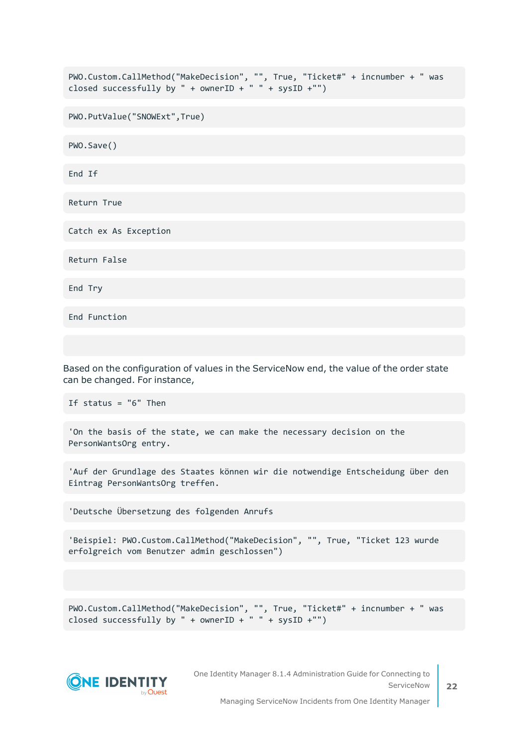```
PWO.Custom.CallMethod("MakeDecision", "", True, "Ticket#" + incnumber + " was closed successfully by " + ownerID + " " + sysID +"")
```

```
PWO.PutValue("SNOWExt",True)
```

```
PWO.Save()
```

```
End If
```

```
Return True
```

```
Catch ex As Exception
```

```
Return False
```

```
End Try
```

```
End Function
```

```

```

Based on the configuration of values in the ServiceNow end, the value of the order state can be changed. For instance,

```
If status = "6" Then
```

```
'On the basis of the state, we can make the necessary decision on the PersonWantsOrg entry.
```

```
'Auf der Grundlage des Staates können wir die notwendige Entscheidung über den Eintrag PersonWantsOrg treffen.
```

```
'Deutsche Übersetzung des folgenden Anrufs
```

```
'Beispiel: PWO.Custom.CallMethod("MakeDecision", "", True, "Ticket 123 wurde erfolgreich vom Benutzer admin geschlossen")
```

```

```

```
PWO.Custom.CallMethod("MakeDecision", "", True, "Ticket#" + incnumber + " was closed successfully by " + ownerID + " " + sysID +"")
```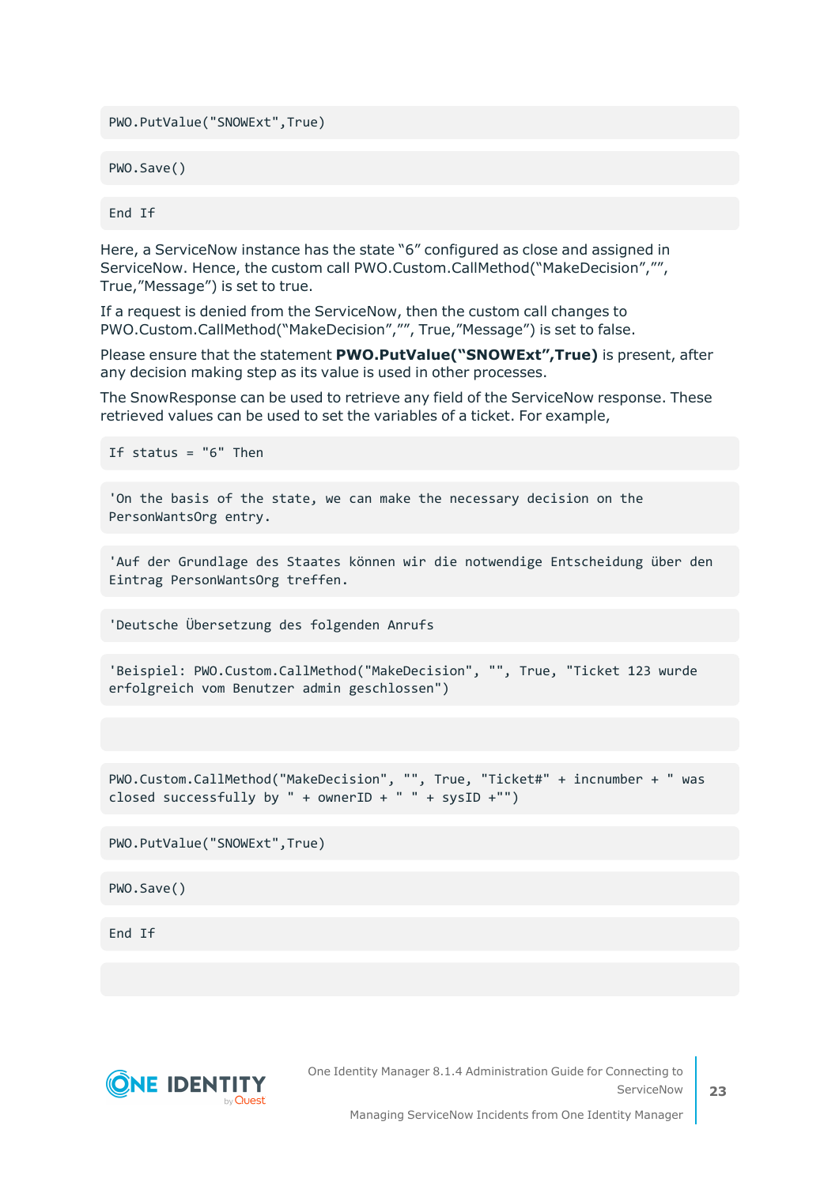```
PWO.PutValue("SNOWExt",True)
```

```
PWO.Save()
```

```
End If
```

Here, a ServiceNow instance has the state “6” configured as close and assigned in ServiceNow. Hence, the custom call PWO.Custom.CallMethod(“MakeDecision”,””, True,”Message”) is set to true.

If a request is denied from the ServiceNow, then the custom call changes to PWO.Custom.CallMethod(“MakeDecision”,””, True,”Message”) is set to false.

Please ensure that the statement **PWO.PutValue(“SNOWExt”,True)** is present, after any decision making step as its value is used in other processes.

The SnowResponse can be used to retrieve any field of the ServiceNow response. These retrieved values can be used to set the variables of a ticket. For example,

```
If status = "6" Then
```

```
'On the basis of the state, we can make the necessary decision on the PersonWantsOrg entry.
```

```
'Auf der Grundlage des Staates können wir die notwendige Entscheidung über den Eintrag PersonWantsOrg treffen.
```

```
'Deutsche Übersetzung des folgenden Anrufs
```

```
'Beispiel: PWO.Custom.CallMethod("MakeDecision", "", True, "Ticket 123 wurde erfolgreich vom Benutzer admin geschlossen")
```

```
PWO.Custom.CallMethod("MakeDecision", "", True, "Ticket#" + incnumber + " was closed successfully by " + ownerID + " " + sysID +"")
```

```
PWO.PutValue("SNOWExt",True)
```

```
PWO.Save()
```

```
End If
```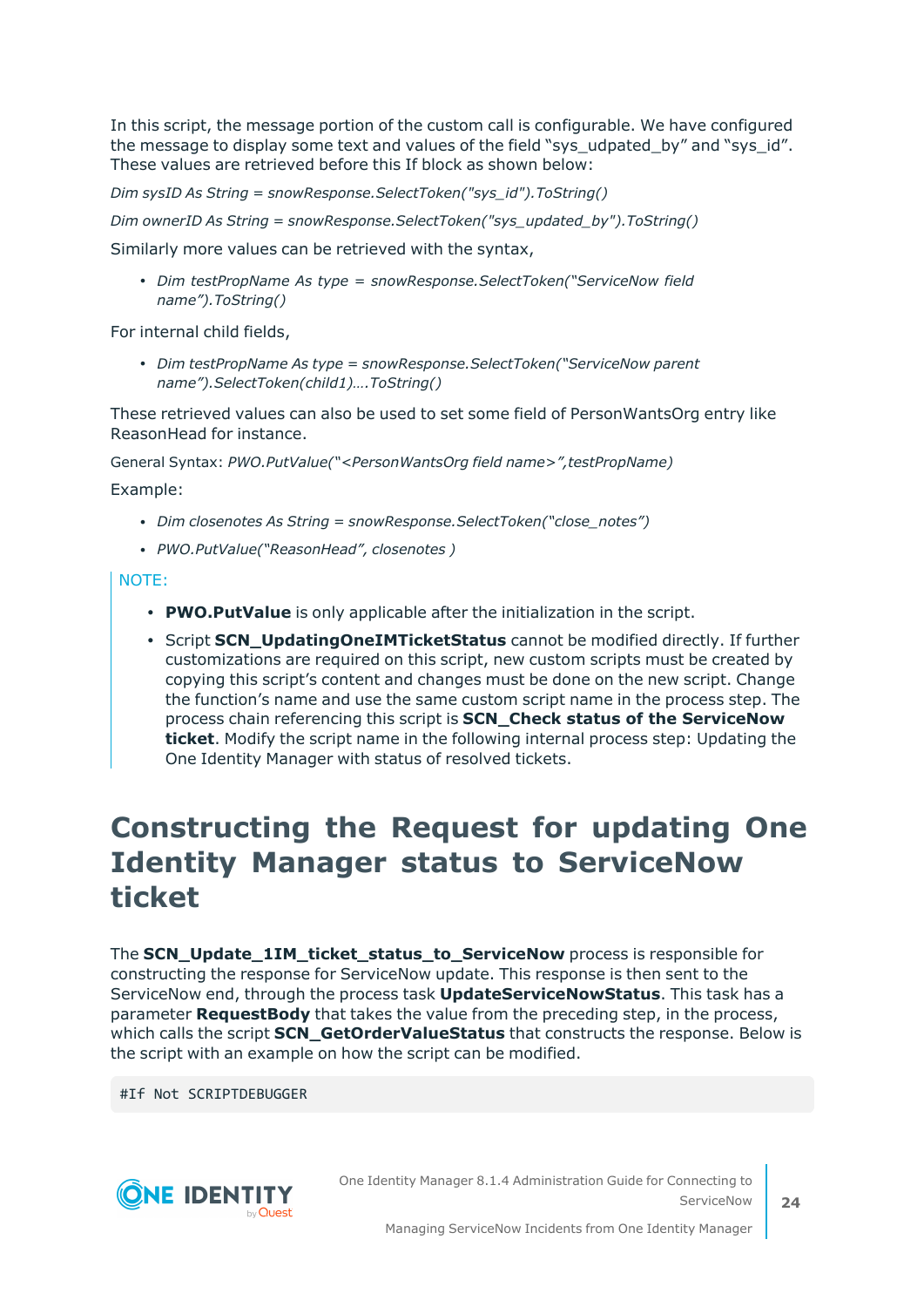In this script, the message portion of the custom call is configurable. We have configured the message to display some text and values of the field “sys_udpated_by” and “sys_id”. These values are retrieved before this If block as shown below:

*Dim sysID As String = snowResponse.SelectToken("sys_id").ToString()*

*Dim ownerID As String = snowResponse.SelectToken("sys_updated_by").ToString()*

Similarly more values can be retrieved with the syntax,

- *Dim testPropName As type = snowResponse.SelectToken(“ServiceNow field name”).ToString()*

For internal child fields,

- *Dim testPropName As type = snowResponse.SelectToken(“ServiceNow parent name”).SelectToken(child1)….ToString()*

These retrieved values can also be used to set some field of PersonWantsOrg entry like ReasonHead for instance.

General Syntax: *PWO.PutValue(“<PersonWantsOrg field name>”,testPropName)*

Example:

- *Dim closenotes As String = snowResponse.SelectToken(“close_notes”)*
- *PWO.PutValue(“ReasonHead”, closenotes )*

NOTE:

- **PWO.PutValue** is only applicable after the initialization in the script.
- Script **SCN_UpdatingOneIMTicketStatus** cannot be modified directly. If further customizations are required on this script, new custom scripts must be created by copying this script’s content and changes must be done on the new script. Change the function’s name and use the same custom script name in the process step. The process chain referencing this script is **SCN_Check status of the ServiceNow ticket**. Modify the script name in the following internal process step: Updating the One Identity Manager with status of resolved tickets.

# Constructing the Request for updating One Identity Manager status to ServiceNow ticket

The **SCN_Update_1IM_ticket_status_to_ServiceNow** process is responsible for constructing the response for ServiceNow update. This response is then sent to the ServiceNow end, through the process task **UpdateServiceNowStatus**. This task has a parameter **RequestBody** that takes the value from the preceding step, in the process, which calls the script **SCN_GetOrderValueStatus** that constructs the response. Below is the script with an example on how the script can be modified.

```
#If Not SCRIPTDEBUGGER
```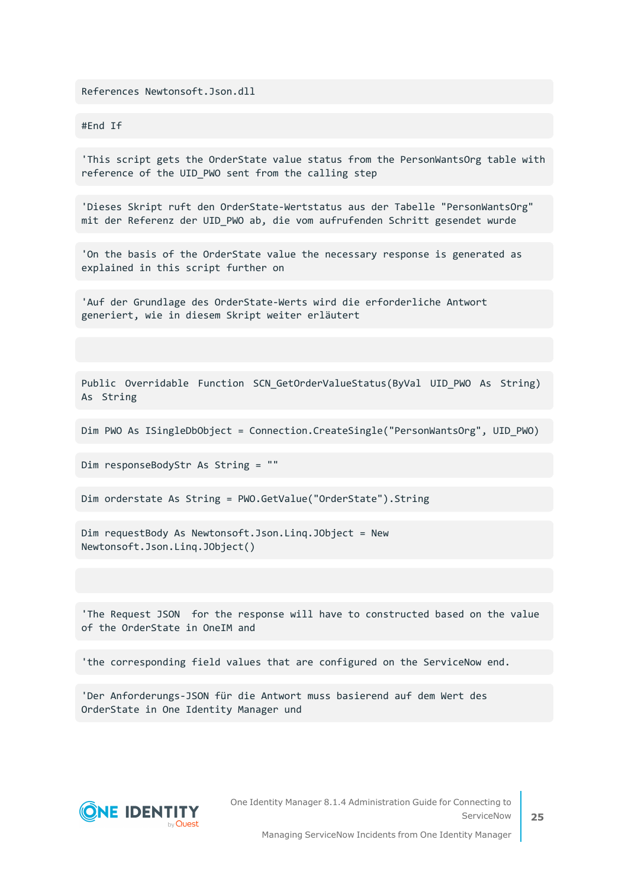```
References Newtonsoft.Json.dll

#End If

'This script gets the OrderState value status from the PersonWantsOrg table with reference of the UID_PWO sent from the calling step

'Dieses Skript ruft den OrderState-Wertstatus aus der Tabelle "PersonWantsOrg" mit der Referenz der UID_PWO ab, die vom aufrufenden Schritt gesendet wurde

'On the basis of the OrderState value the necessary response is generated as explained in this script further on

'Auf der Grundlage des OrderState-Werts wird die erforderliche Antwort generiert, wie in diesem Skript weiter erläutert


Public Overridable Function SCN_GetOrderValueStatus(ByVal UID_PWO As String) As String

Dim PWO As ISingleDbObject = Connection.CreateSingle("PersonWantsOrg", UID_PWO)

Dim responseBodyStr As String = ""

Dim orderstate As String = PWO.GetValue("OrderState").String

Dim requestBody As Newtonsoft.Json.Linq.JObject = New Newtonsoft.Json.Linq.JObject()


'The Request JSON  for the response will have to constructed based on the value of the OrderState in OneIM and

'the corresponding field values that are configured on the ServiceNow end.

'Der Anforderungs-JSON für die Antwort muss basierend auf dem Wert des OrderState in One Identity Manager und
```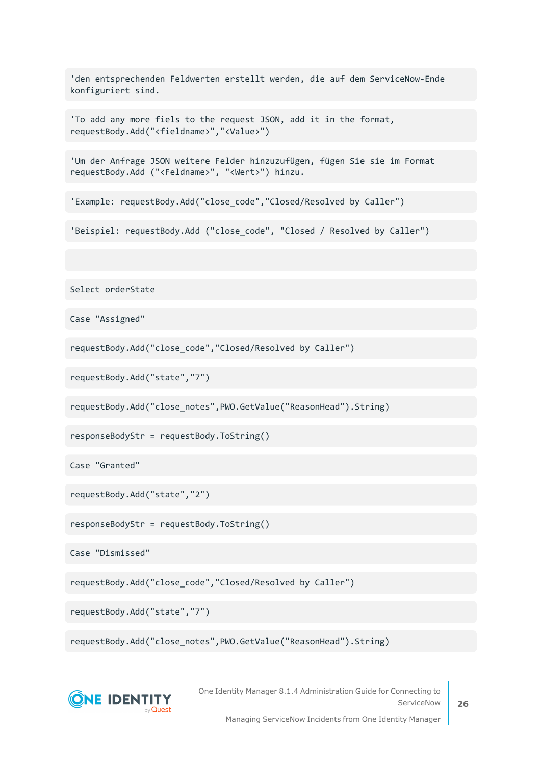```
'den entsprechenden Feldwerten erstellt werden, die auf dem ServiceNow-Ende konfiguriert sind.

'To add any more fiels to the request JSON, add it in the format, requestBody.Add("<fieldname>","<Value>")

'Um der Anfrage JSON weitere Felder hinzuzufügen, fügen Sie sie im Format requestBody.Add ("<Feldname>", "<Wert>") hinzu.

'Example: requestBody.Add("close_code","Closed/Resolved by Caller")

'Beispiel: requestBody.Add ("close_code", "Closed / Resolved by Caller")


Select orderState

Case "Assigned"

requestBody.Add("close_code","Closed/Resolved by Caller")

requestBody.Add("state","7")

requestBody.Add("close_notes",PWO.GetValue("ReasonHead").String)

responseBodyStr = requestBody.ToString()

Case "Granted"

requestBody.Add("state","2")

responseBodyStr = requestBody.ToString()

Case "Dismissed"

requestBody.Add("close_code","Closed/Resolved by Caller")

requestBody.Add("state","7")

requestBody.Add("close_notes",PWO.GetValue("ReasonHead").String)
```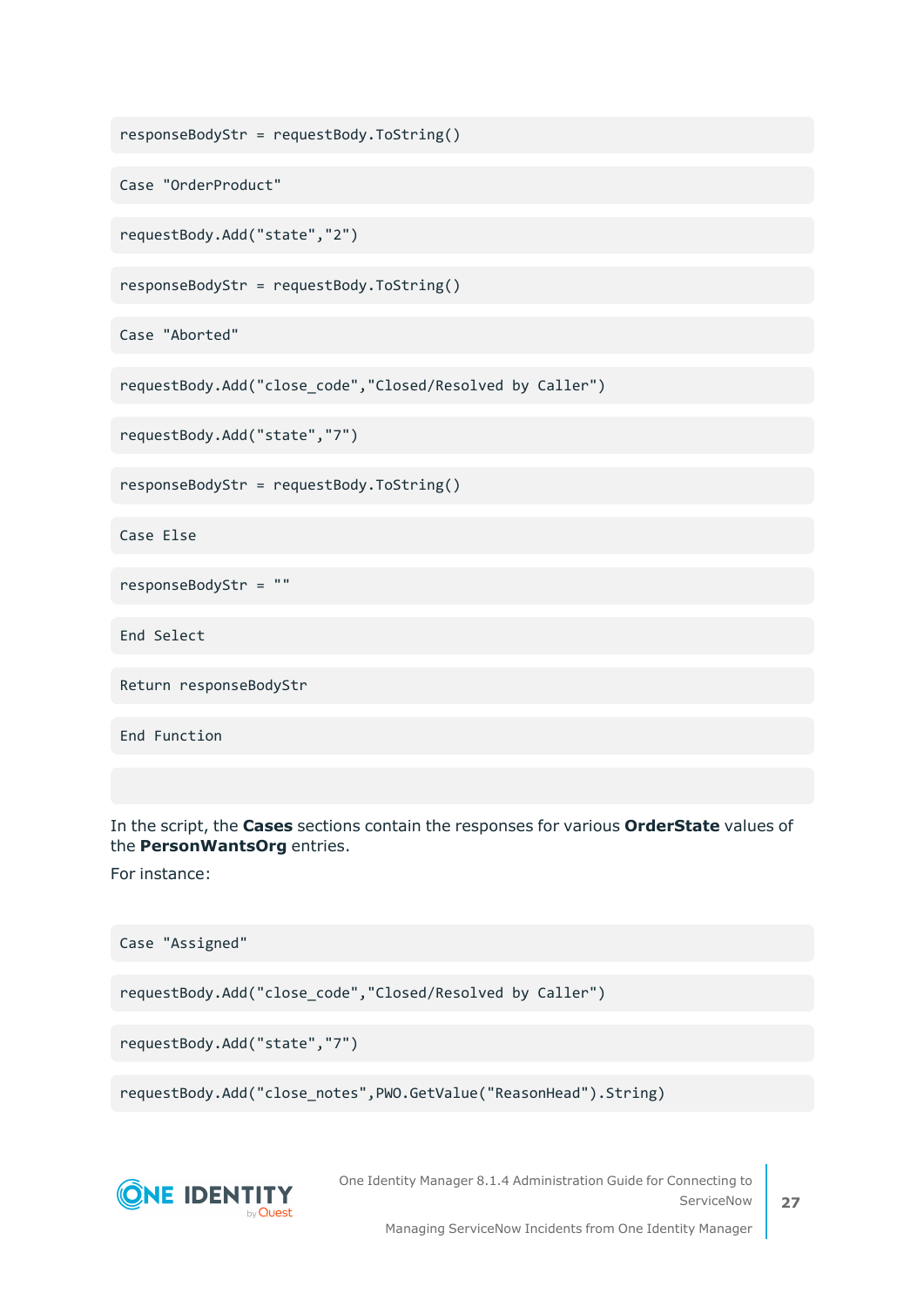```
responseBodyStr = requestBody.ToString()

Case "OrderProduct"

requestBody.Add("state","2")

responseBodyStr = requestBody.ToString()

Case "Aborted"

requestBody.Add("close_code","Closed/Resolved by Caller")

requestBody.Add("state","7")

responseBodyStr = requestBody.ToString()

Case Else

responseBodyStr = ""

End Select

Return responseBodyStr

End Function
```

In the script, the **Cases** sections contain the responses for various **OrderState** values of the **PersonWantsOrg** entries.

For instance:

```
Case "Assigned"

requestBody.Add("close_code","Closed/Resolved by Caller")

requestBody.Add("state","7")

requestBody.Add("close_notes",PWO.GetValue("ReasonHead").String)
```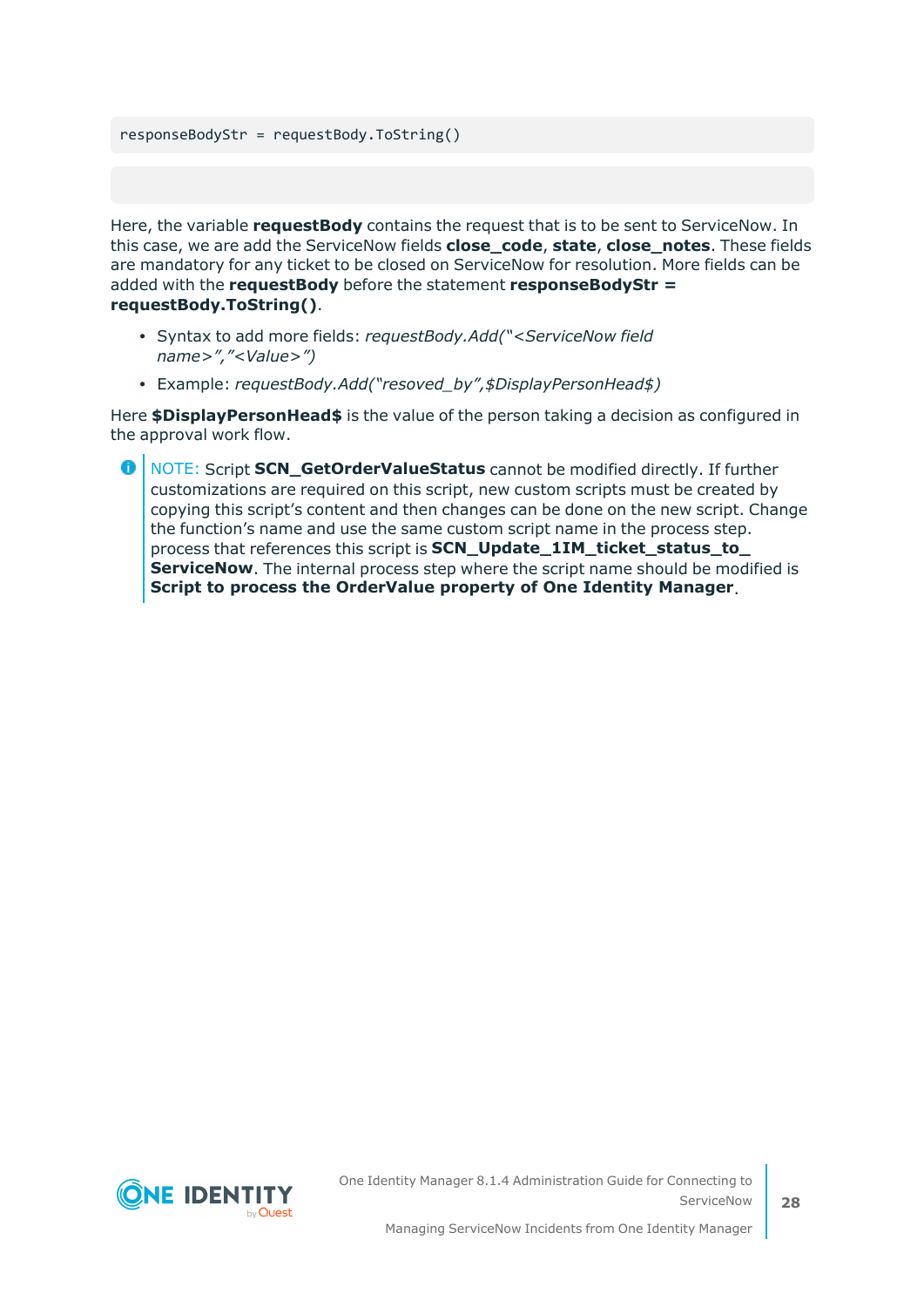```
responseBodyStr = requestBody.ToString()
```

Here, the variable **requestBody** contains the request that is to be sent to ServiceNow. In this case, we are add the ServiceNow fields **close_code**, **state**, **close_notes**. These fields are mandatory for any ticket to be closed on ServiceNow for resolution. More fields can be added with the **requestBody** before the statement **responseBodyStr = requestBody.ToString()**.

- Syntax to add more fields: *requestBody.Add("<ServiceNow field name>","<Value>")*
- Example: *requestBody.Add("resoved_by",$DisplayPersonHead$)*

Here **$DisplayPersonHead$** is the value of the person taking a decision as configured in the approval work flow.

NOTE: Script **SCN_GetOrderValueStatus** cannot be modified directly. If further customizations are required on this script, new custom scripts must be created by copying this script's content and then changes can be done on the new script. Change the function's name and use the same custom script name in the process step. process that references this script is **SCN_Update_1IM_ticket_status_to_ServiceNow**. The internal process step where the script name should be modified is **Script to process the OrderValue property of One Identity Manager**.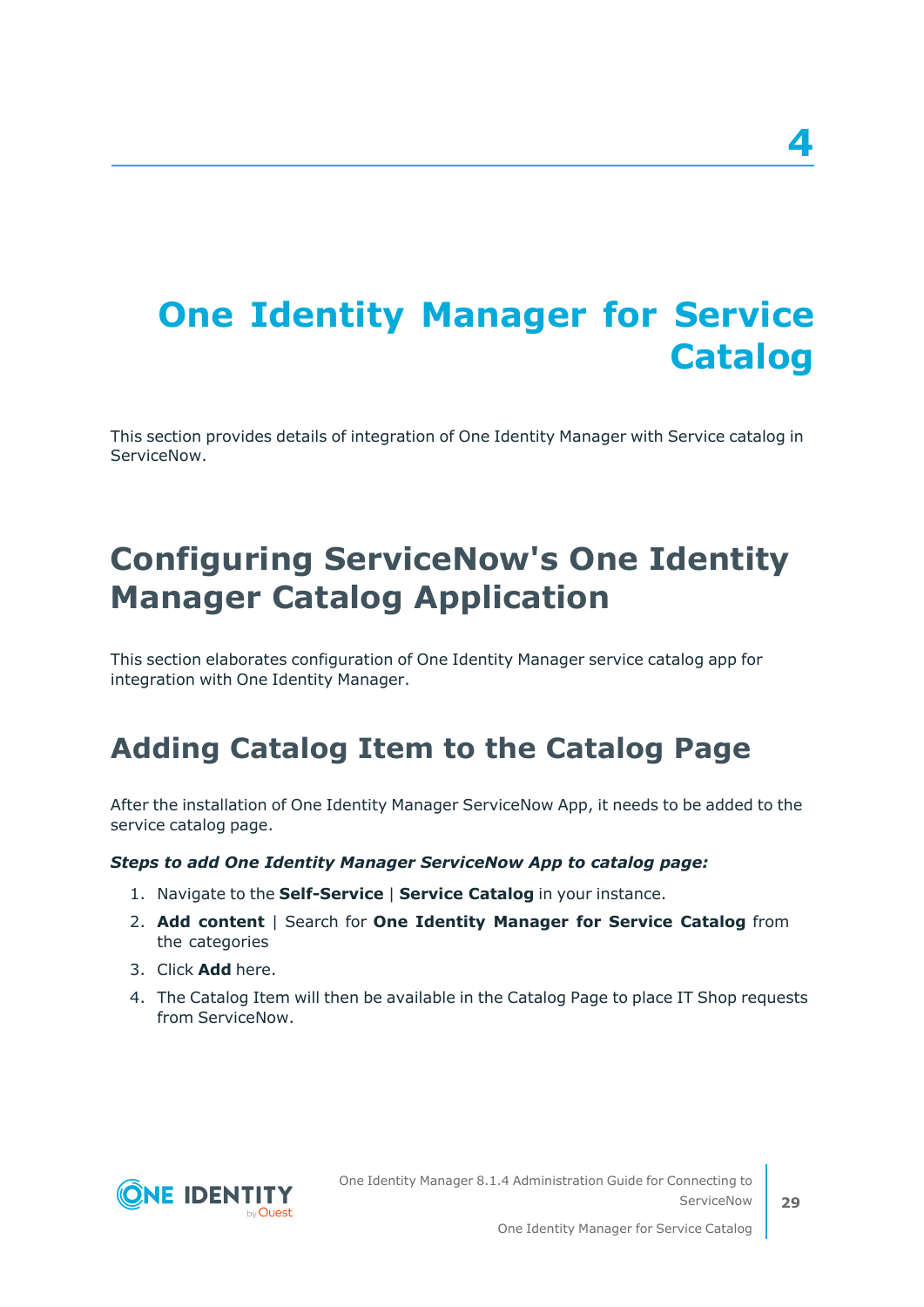# 4

# One Identity Manager for Service Catalog

This section provides details of integration of One Identity Manager with Service catalog in ServiceNow.

## Configuring ServiceNow's One Identity Manager Catalog Application

This section elaborates configuration of One Identity Manager service catalog app for integration with One Identity Manager.

### Adding Catalog Item to the Catalog Page

After the installation of One Identity Manager ServiceNow App, it needs to be added to the service catalog page.

***Steps to add One Identity Manager ServiceNow App to catalog page:***

1. Navigate to the **Self-Service** | **Service Catalog** in your instance.
2. **Add content** | Search for **One Identity Manager for Service Catalog** from the categories
3. Click **Add** here.
4. The Catalog Item will then be available in the Catalog Page to place IT Shop requests from ServiceNow.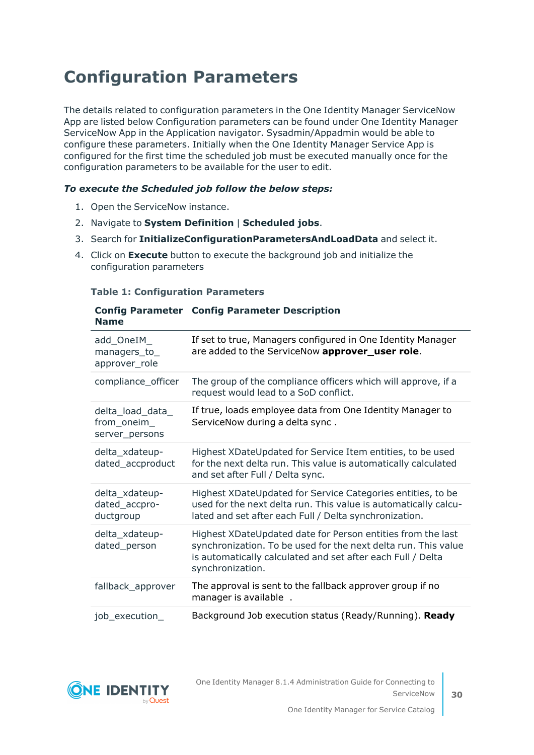# Configuration Parameters

The details related to configuration parameters in the One Identity Manager ServiceNow App are listed below Configuration parameters can be found under One Identity Manager ServiceNow App in the Application navigator. Sysadmin/Appadmin would be able to configure these parameters. Initially when the One Identity Manager Service App is configured for the first time the scheduled job must be executed manually once for the configuration parameters to be available for the user to edit.

***To execute the Scheduled job follow the below steps:***

1. Open the ServiceNow instance.
2. Navigate to **System Definition** | **Scheduled jobs**.
3. Search for **InitializeConfigurationParametersAndLoadData** and select it.
4. Click on **Execute** button to execute the background job and initialize the configuration parameters

**Table 1: Configuration Parameters**

| Config Parameter Name | Config Parameter Description |
|---|---|
| add_OneIM_managers_to_approver_role | If set to true, Managers configured in One Identity Manager are added to the ServiceNow **approver_user role**. |
| compliance_officer | The group of the compliance officers which will approve, if a request would lead to a SoD conflict. |
| delta_load_data_from_oneim_server_persons | If true, loads employee data from One Identity Manager to ServiceNow during a delta sync . |
| delta_xdateupdated_accproduct | Highest XDateUpdated for Service Item entities, to be used for the next delta run. This value is automatically calculated and set after Full / Delta sync. |
| delta_xdateupdated_accproductgroup | Highest XDateUpdated for Service Categories entities, to be used for the next delta run. This value is automatically calculated and set after each Full / Delta synchronization. |
| delta_xdateupdated_person | Highest XDateUpdated date for Person entities from the last synchronization. To be used for the next delta run. This value is automatically calculated and set after each Full / Delta synchronization. |
| fallback_approver | The approval is sent to the fallback approver group if no manager is available . |
| job_execution_ | Background Job execution status (Ready/Running). **Ready** |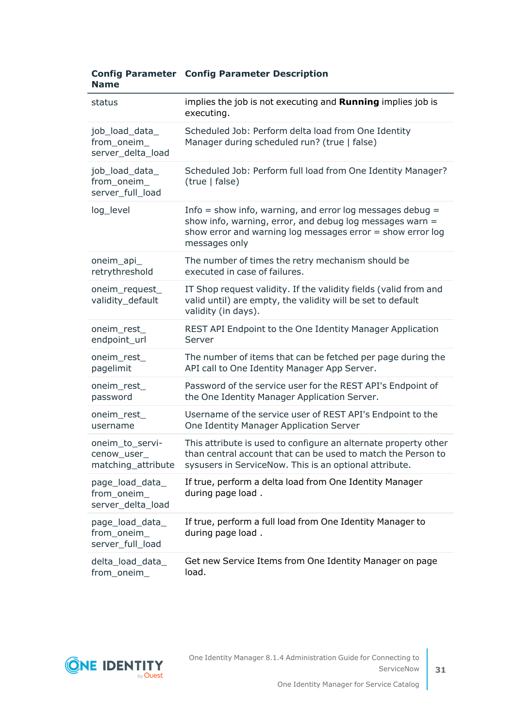| Config Parameter Name | Config Parameter Description |
|---|---|
| status | implies the job is not executing and **Running** implies job is executing. |
| job_load_data_from_oneim_server_delta_load | Scheduled Job: Perform delta load from One Identity Manager during scheduled run? (true \| false) |
| job_load_data_from_oneim_server_full_load | Scheduled Job: Perform full load from One Identity Manager? (true \| false) |
| log_level | Info = show info, warning, and error log messages debug = show info, warning, error, and debug log messages warn = show error and warning log messages error = show error log messages only |
| oneim_api_retrythreshold | The number of times the retry mechanism should be executed in case of failures. |
| oneim_request_validity_default | IT Shop request validity. If the validity fields (valid from and valid until) are empty, the validity will be set to default validity (in days). |
| oneim_rest_endpoint_url | REST API Endpoint to the One Identity Manager Application Server |
| oneim_rest_pagelimit | The number of items that can be fetched per page during the API call to One Identity Manager App Server. |
| oneim_rest_password | Password of the service user for the REST API's Endpoint of the One Identity Manager Application Server. |
| oneim_rest_username | Username of the service user of REST API's Endpoint to the One Identity Manager Application Server |
| oneim_to_servicenow_user_matching_attribute | This attribute is used to configure an alternate property other than central account that can be used to match the Person to sysusers in ServiceNow. This is an optional attribute. |
| page_load_data_from_oneim_server_delta_load | If true, perform a delta load from One Identity Manager during page load . |
| page_load_data_from_oneim_server_full_load | If true, perform a full load from One Identity Manager to during page load . |
| delta_load_data_from_oneim_ | Get new Service Items from One Identity Manager on page load. |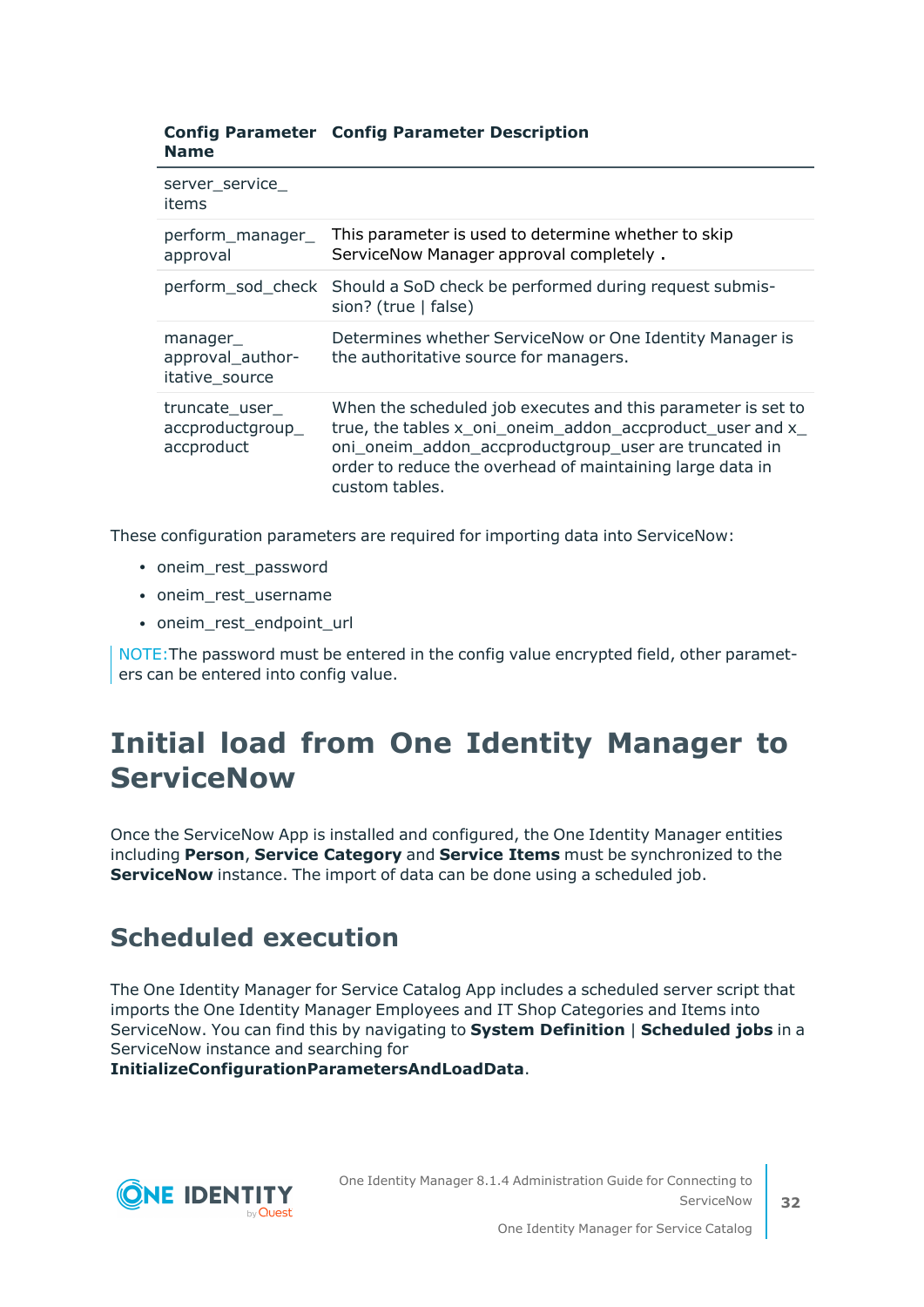| Config Parameter Name | Config Parameter Description |
|---|---|
| server_service_items | |
| perform_manager_approval | This parameter is used to determine whether to skip ServiceNow Manager approval completely . |
| perform_sod_check | Should a SoD check be performed during request submission? (true \| false) |
| manager_approval_authoritative_source | Determines whether ServiceNow or One Identity Manager is the authoritative source for managers. |
| truncate_user_accproductgroup_accproduct | When the scheduled job executes and this parameter is set to true, the tables x_oni_oneim_addon_accproduct_user and x_oni_oneim_addon_accproductgroup_user are truncated in order to reduce the overhead of maintaining large data in custom tables. |

These configuration parameters are required for importing data into ServiceNow:

- oneim_rest_password
- oneim_rest_username
- oneim_rest_endpoint_url

NOTE:The password must be entered in the config value encrypted field, other parameters can be entered into config value.

# Initial load from One Identity Manager to ServiceNow

Once the ServiceNow App is installed and configured, the One Identity Manager entities including **Person**, **Service Category** and **Service Items** must be synchronized to the **ServiceNow** instance. The import of data can be done using a scheduled job.

## Scheduled execution

The One Identity Manager for Service Catalog App includes a scheduled server script that imports the One Identity Manager Employees and IT Shop Categories and Items into ServiceNow. You can find this by navigating to **System Definition** | **Scheduled jobs** in a ServiceNow instance and searching for **InitializeConfigurationParametersAndLoadData**.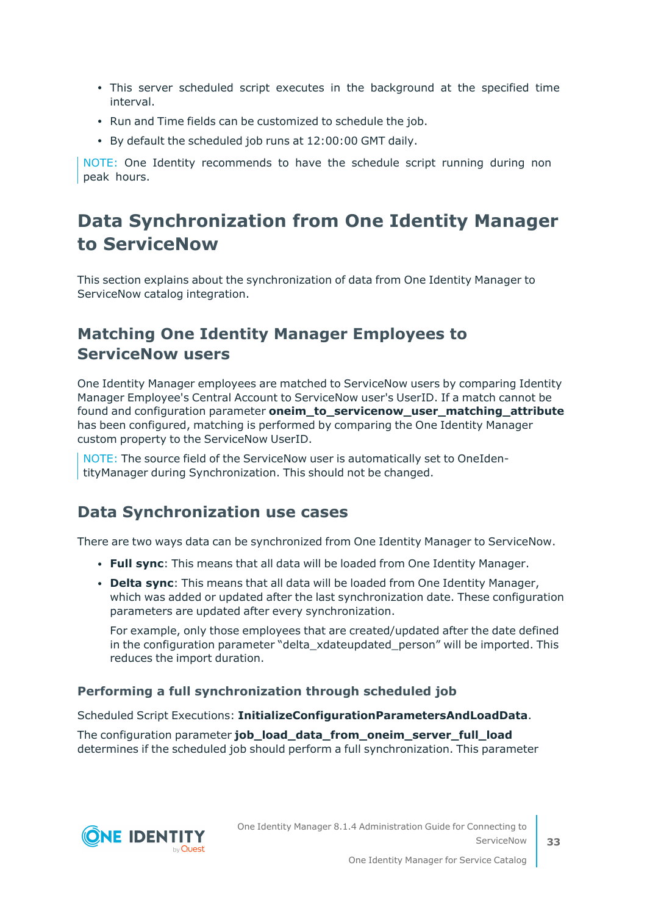- This server scheduled script executes in the background at the specified time interval.
- Run and Time fields can be customized to schedule the job.
- By default the scheduled job runs at 12:00:00 GMT daily.

NOTE: One Identity recommends to have the schedule script running during non peak hours.

# Data Synchronization from One Identity Manager to ServiceNow

This section explains about the synchronization of data from One Identity Manager to ServiceNow catalog integration.

## Matching One Identity Manager Employees to ServiceNow users

One Identity Manager employees are matched to ServiceNow users by comparing Identity Manager Employee's Central Account to ServiceNow user's UserID. If a match cannot be found and configuration parameter **oneim_to_servicenow_user_matching_attribute** has been configured, matching is performed by comparing the One Identity Manager custom property to the ServiceNow UserID.

NOTE: The source field of the ServiceNow user is automatically set to OneIdentityManager during Synchronization. This should not be changed.

## Data Synchronization use cases

There are two ways data can be synchronized from One Identity Manager to ServiceNow.

- **Full sync**: This means that all data will be loaded from One Identity Manager.
- **Delta sync**: This means that all data will be loaded from One Identity Manager, which was added or updated after the last synchronization date. These configuration parameters are updated after every synchronization.

  For example, only those employees that are created/updated after the date defined in the configuration parameter “delta_xdateupdated_person” will be imported. This reduces the import duration.

### Performing a full synchronization through scheduled job

Scheduled Script Executions: **InitializeConfigurationParametersAndLoadData**.

The configuration parameter **job_load_data_from_oneim_server_full_load** determines if the scheduled job should perform a full synchronization. This parameter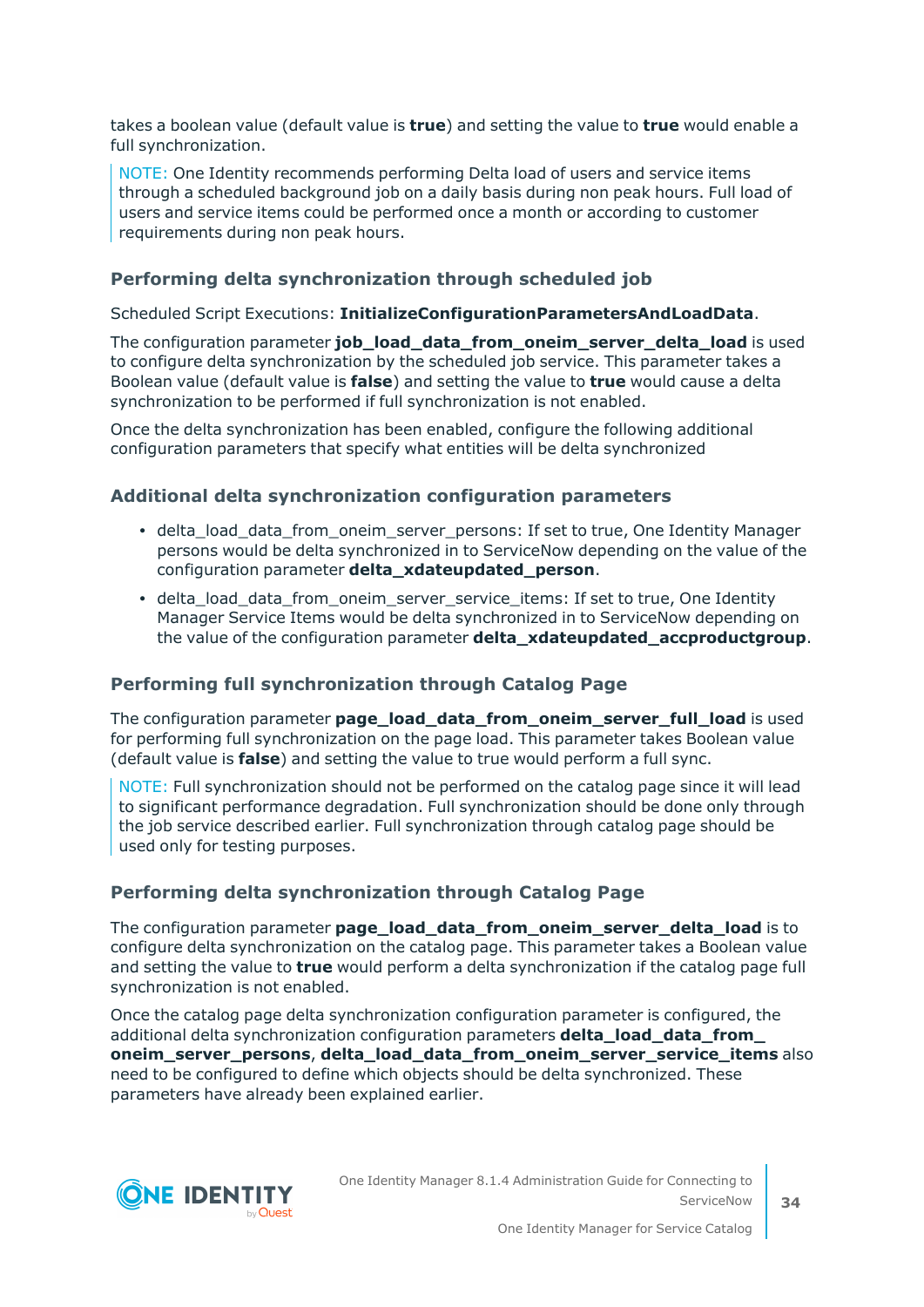takes a boolean value (default value is **true**) and setting the value to **true** would enable a full synchronization.

> NOTE: One Identity recommends performing Delta load of users and service items through a scheduled background job on a daily basis during non peak hours. Full load of users and service items could be performed once a month or according to customer requirements during non peak hours.

### Performing delta synchronization through scheduled job

Scheduled Script Executions: **InitializeConfigurationParametersAndLoadData**.

The configuration parameter **job_load_data_from_oneim_server_delta_load** is used to configure delta synchronization by the scheduled job service. This parameter takes a Boolean value (default value is **false**) and setting the value to **true** would cause a delta synchronization to be performed if full synchronization is not enabled.

Once the delta synchronization has been enabled, configure the following additional configuration parameters that specify what entities will be delta synchronized

### Additional delta synchronization configuration parameters

- delta_load_data_from_oneim_server_persons: If set to true, One Identity Manager persons would be delta synchronized in to ServiceNow depending on the value of the configuration parameter **delta_xdateupdated_person**.
- delta_load_data_from_oneim_server_service_items: If set to true, One Identity Manager Service Items would be delta synchronized in to ServiceNow depending on the value of the configuration parameter **delta_xdateupdated_accproductgroup**.

### Performing full synchronization through Catalog Page

The configuration parameter **page_load_data_from_oneim_server_full_load** is used for performing full synchronization on the page load. This parameter takes Boolean value (default value is **false**) and setting the value to true would perform a full sync.

> NOTE: Full synchronization should not be performed on the catalog page since it will lead to significant performance degradation. Full synchronization should be done only through the job service described earlier. Full synchronization through catalog page should be used only for testing purposes.

### Performing delta synchronization through Catalog Page

The configuration parameter **page_load_data_from_oneim_server_delta_load** is to configure delta synchronization on the catalog page. This parameter takes a Boolean value and setting the value to **true** would perform a delta synchronization if the catalog page full synchronization is not enabled.

Once the catalog page delta synchronization configuration parameter is configured, the additional delta synchronization configuration parameters **delta_load_data_from_oneim_server_persons**, **delta_load_data_from_oneim_server_service_items** also need to be configured to define which objects should be delta synchronized. These parameters have already been explained earlier.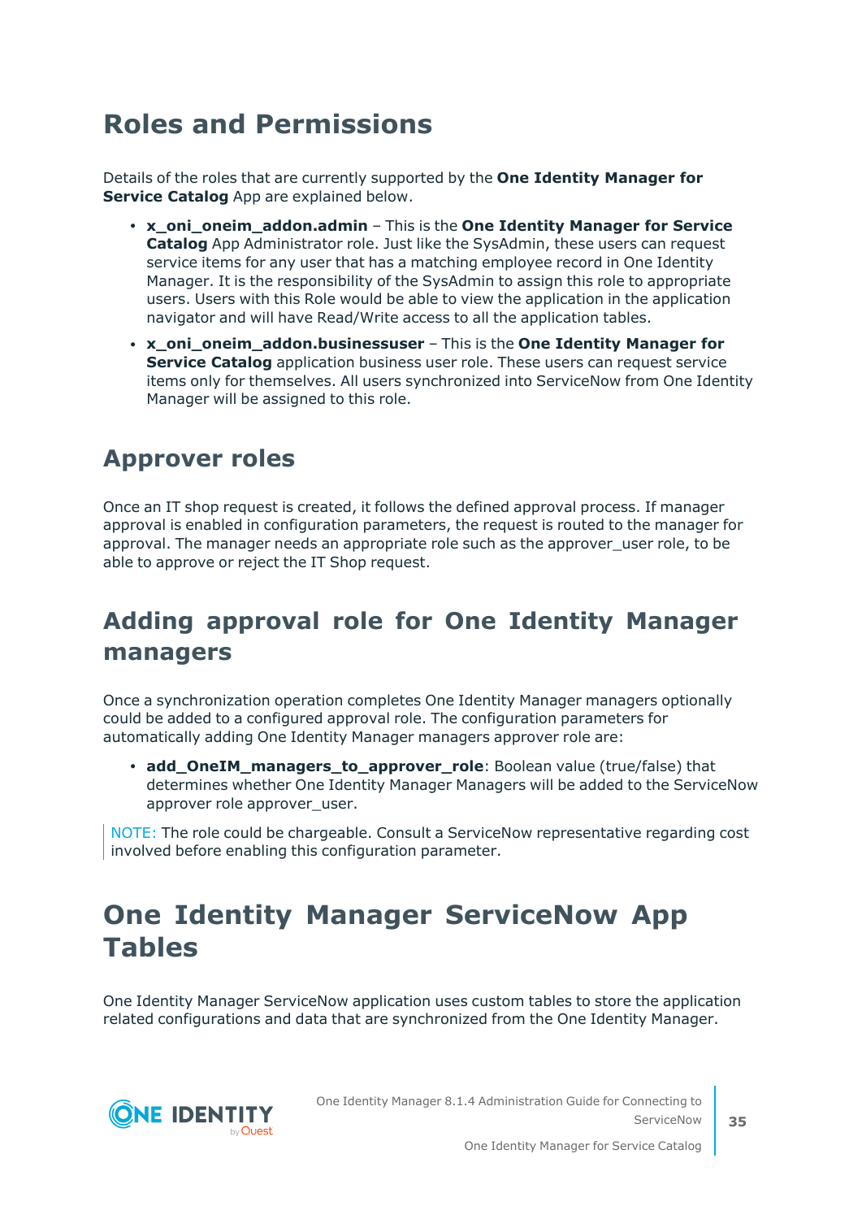# Roles and Permissions

Details of the roles that are currently supported by the **One Identity Manager for Service Catalog** App are explained below.

- **x_oni_oneim_addon.admin** – This is the **One Identity Manager for Service Catalog** App Administrator role. Just like the SysAdmin, these users can request service items for any user that has a matching employee record in One Identity Manager. It is the responsibility of the SysAdmin to assign this role to appropriate users. Users with this Role would be able to view the application in the application navigator and will have Read/Write access to all the application tables.
- **x_oni_oneim_addon.businessuser** – This is the **One Identity Manager for Service Catalog** application business user role. These users can request service items only for themselves. All users synchronized into ServiceNow from One Identity Manager will be assigned to this role.

## Approver roles

Once an IT shop request is created, it follows the defined approval process. If manager approval is enabled in configuration parameters, the request is routed to the manager for approval. The manager needs an appropriate role such as the approver_user role, to be able to approve or reject the IT Shop request.

## Adding approval role for One Identity Manager managers

Once a synchronization operation completes One Identity Manager managers optionally could be added to a configured approval role. The configuration parameters for automatically adding One Identity Manager managers approver role are:

- **add_OneIM_managers_to_approver_role**: Boolean value (true/false) that determines whether One Identity Manager Managers will be added to the ServiceNow approver role approver_user.

NOTE: The role could be chargeable. Consult a ServiceNow representative regarding cost involved before enabling this configuration parameter.

# One Identity Manager ServiceNow App Tables

One Identity Manager ServiceNow application uses custom tables to store the application related configurations and data that are synchronized from the One Identity Manager.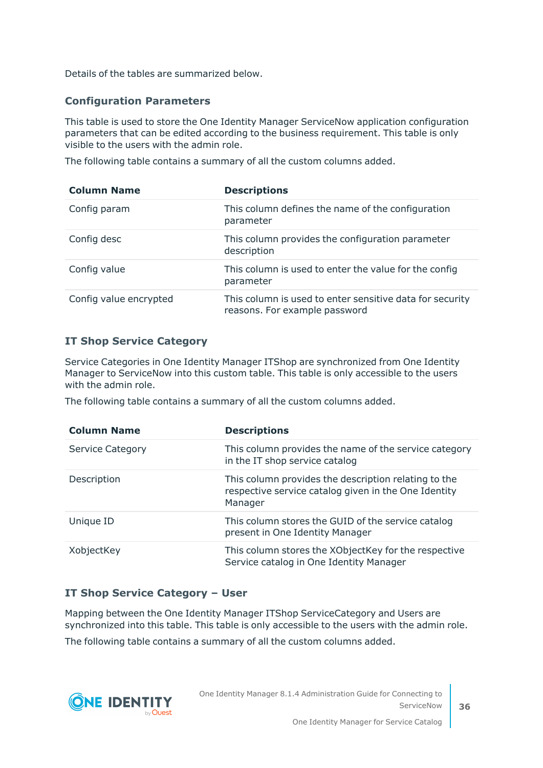Details of the tables are summarized below.

### Configuration Parameters

This table is used to store the One Identity Manager ServiceNow application configuration parameters that can be edited according to the business requirement. This table is only visible to the users with the admin role.

The following table contains a summary of all the custom columns added.

| Column Name | Descriptions |
|---|---|
| Config param | This column defines the name of the configuration parameter |
| Config desc | This column provides the configuration parameter description |
| Config value | This column is used to enter the value for the config parameter |
| Config value encrypted | This column is used to enter sensitive data for security reasons. For example password |

### IT Shop Service Category

Service Categories in One Identity Manager ITShop are synchronized from One Identity Manager to ServiceNow into this custom table. This table is only accessible to the users with the admin role.

The following table contains a summary of all the custom columns added.

| Column Name | Descriptions |
|---|---|
| Service Category | This column provides the name of the service category in the IT shop service catalog |
| Description | This column provides the description relating to the respective service catalog given in the One Identity Manager |
| Unique ID | This column stores the GUID of the service catalog present in One Identity Manager |
| XobjectKey | This column stores the XObjectKey for the respective Service catalog in One Identity Manager |

### IT Shop Service Category – User

Mapping between the One Identity Manager ITShop ServiceCategory and Users are synchronized into this table. This table is only accessible to the users with the admin role.

The following table contains a summary of all the custom columns added.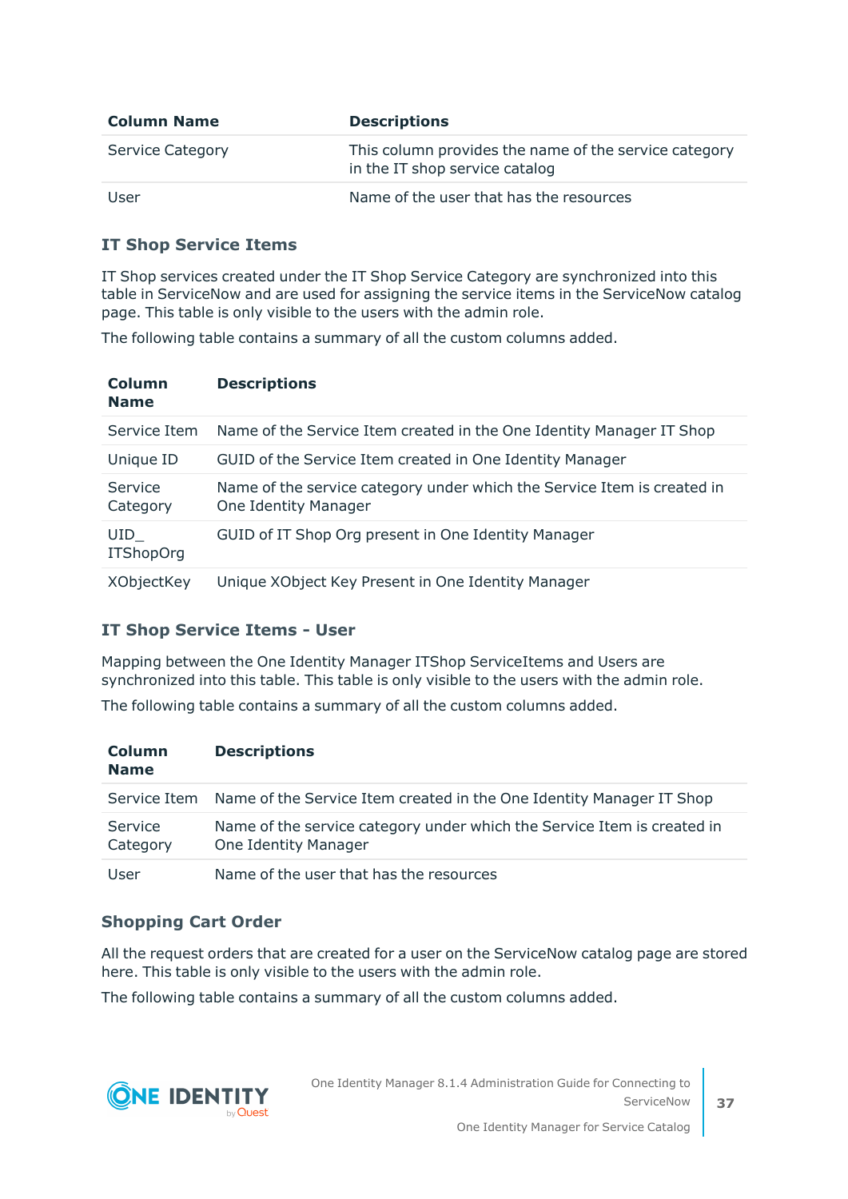| Column Name | Descriptions |
| --- | --- |
| Service Category | This column provides the name of the service category in the IT shop service catalog |
| User | Name of the user that has the resources |

### IT Shop Service Items

IT Shop services created under the IT Shop Service Category are synchronized into this table in ServiceNow and are used for assigning the service items in the ServiceNow catalog page. This table is only visible to the users with the admin role.

The following table contains a summary of all the custom columns added.

| Column Name | Descriptions |
| --- | --- |
| Service Item | Name of the Service Item created in the One Identity Manager IT Shop |
| Unique ID | GUID of the Service Item created in One Identity Manager |
| Service Category | Name of the service category under which the Service Item is created in One Identity Manager |
| UID_ ITShopOrg | GUID of IT Shop Org present in One Identity Manager |
| XObjectKey | Unique XObject Key Present in One Identity Manager |

### IT Shop Service Items - User

Mapping between the One Identity Manager ITShop ServiceItems and Users are synchronized into this table. This table is only visible to the users with the admin role.

The following table contains a summary of all the custom columns added.

| Column Name | Descriptions |
| --- | --- |
| Service Item | Name of the Service Item created in the One Identity Manager IT Shop |
| Service Category | Name of the service category under which the Service Item is created in One Identity Manager |
| User | Name of the user that has the resources |

### Shopping Cart Order

All the request orders that are created for a user on the ServiceNow catalog page are stored here. This table is only visible to the users with the admin role.

The following table contains a summary of all the custom columns added.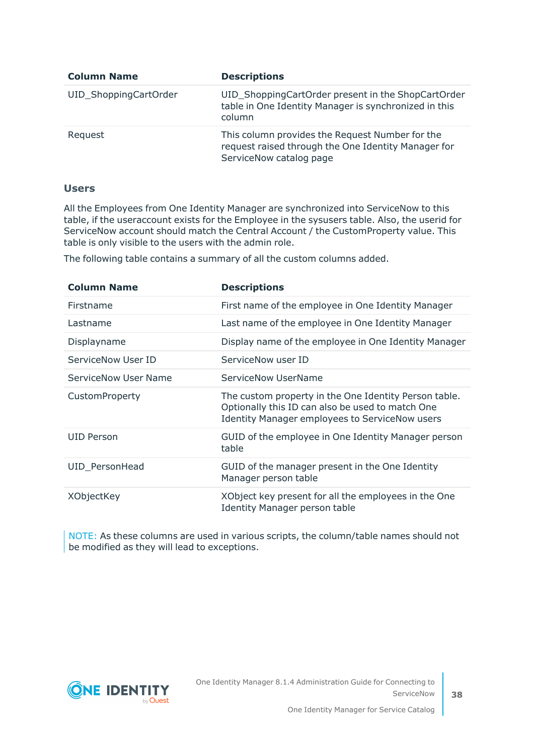| Column Name | Descriptions |
|---|---|
| UID_ShoppingCartOrder | UID_ShoppingCartOrder present in the ShopCartOrder table in One Identity Manager is synchronized in this column |
| Request | This column provides the Request Number for the request raised through the One Identity Manager for ServiceNow catalog page |

### Users

All the Employees from One Identity Manager are synchronized into ServiceNow to this table, if the useraccount exists for the Employee in the sysusers table. Also, the userid for ServiceNow account should match the Central Account / the CustomProperty value. This table is only visible to the users with the admin role.

The following table contains a summary of all the custom columns added.

| Column Name | Descriptions |
|---|---|
| Firstname | First name of the employee in One Identity Manager |
| Lastname | Last name of the employee in One Identity Manager |
| Displayname | Display name of the employee in One Identity Manager |
| ServiceNow User ID | ServiceNow user ID |
| ServiceNow User Name | ServiceNow UserName |
| CustomProperty | The custom property in the One Identity Person table. Optionally this ID can also be used to match One Identity Manager employees to ServiceNow users |
| UID Person | GUID of the employee in One Identity Manager person table |
| UID_PersonHead | GUID of the manager present in the One Identity Manager person table |
| XObjectKey | XObject key present for all the employees in the One Identity Manager person table |

NOTE: As these columns are used in various scripts, the column/table names should not be modified as they will lead to exceptions.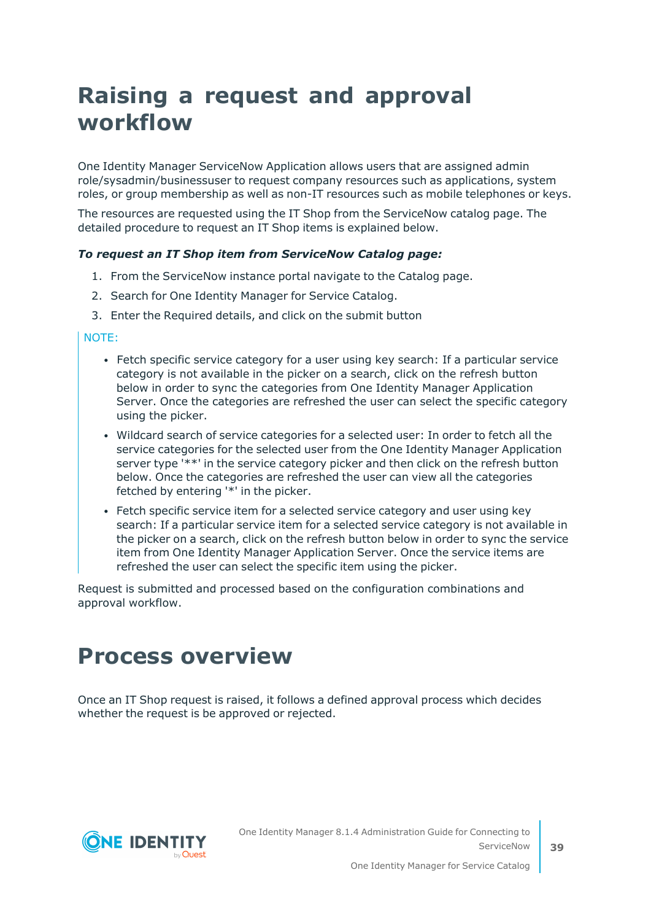# Raising a request and approval workflow

One Identity Manager ServiceNow Application allows users that are assigned admin role/sysadmin/businessuser to request company resources such as applications, system roles, or group membership as well as non-IT resources such as mobile telephones or keys.

The resources are requested using the IT Shop from the ServiceNow catalog page. The detailed procedure to request an IT Shop items is explained below.

***To request an IT Shop item from ServiceNow Catalog page:***

1. From the ServiceNow instance portal navigate to the Catalog page.
2. Search for One Identity Manager for Service Catalog.
3. Enter the Required details, and click on the submit button

NOTE:

- Fetch specific service category for a user using key search: If a particular service category is not available in the picker on a search, click on the refresh button below in order to sync the categories from One Identity Manager Application Server. Once the categories are refreshed the user can select the specific category using the picker.
- Wildcard search of service categories for a selected user: In order to fetch all the service categories for the selected user from the One Identity Manager Application server type '**' in the service category picker and then click on the refresh button below. Once the categories are refreshed the user can view all the categories fetched by entering '*' in the picker.
- Fetch specific service item for a selected service category and user using key search: If a particular service item for a selected service category is not available in the picker on a search, click on the refresh button below in order to sync the service item from One Identity Manager Application Server. Once the service items are refreshed the user can select the specific item using the picker.

Request is submitted and processed based on the configuration combinations and approval workflow.

# Process overview

Once an IT Shop request is raised, it follows a defined approval process which decides whether the request is be approved or rejected.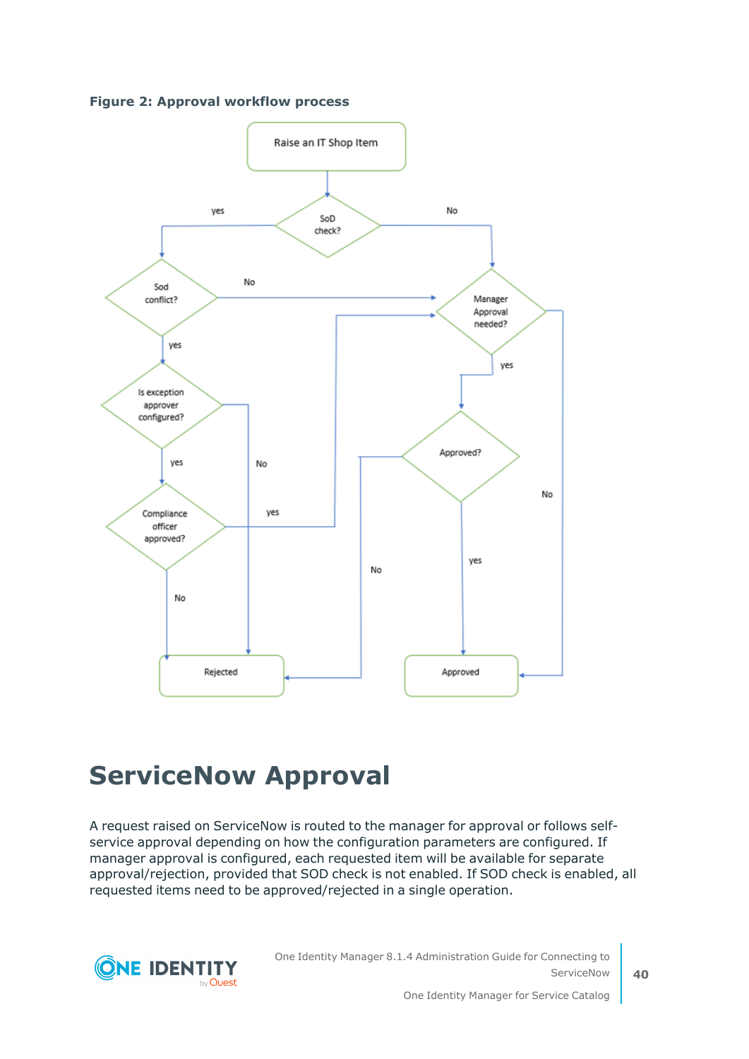**Figure 2: Approval workflow process**

# ServiceNow Approval

A request raised on ServiceNow is routed to the manager for approval or follows self-service approval depending on how the configuration parameters are configured. If manager approval is configured, each requested item will be available for separate approval/rejection, provided that SOD check is not enabled. If SOD check is enabled, all requested items need to be approved/rejected in a single operation.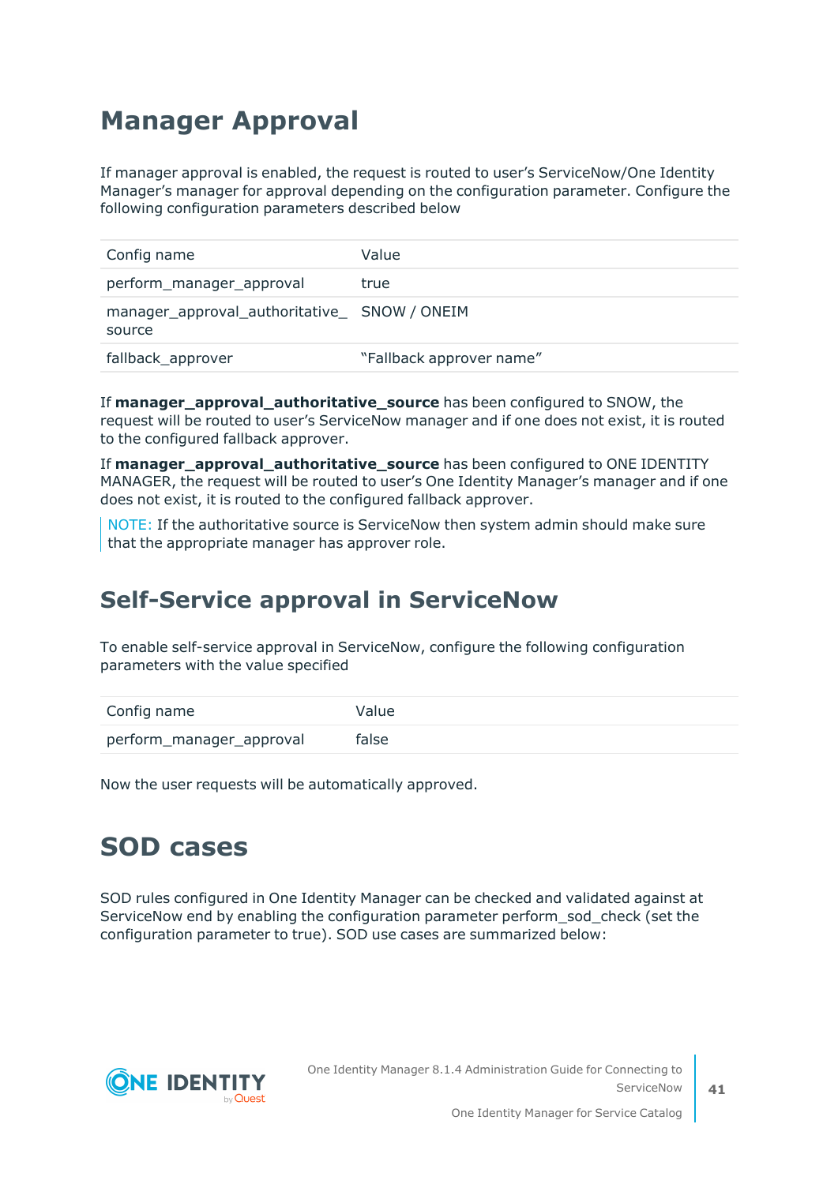# Manager Approval

If manager approval is enabled, the request is routed to user's ServiceNow/One Identity Manager's manager for approval depending on the configuration parameter. Configure the following configuration parameters described below

| Config name | Value |
|---|---|
| perform_manager_approval | true |
| manager_approval_authoritative_source | SNOW / ONEIM |
| fallback_approver | "Fallback approver name" |

If **manager_approval_authoritative_source** has been configured to SNOW, the request will be routed to user's ServiceNow manager and if one does not exist, it is routed to the configured fallback approver.

If **manager_approval_authoritative_source** has been configured to ONE IDENTITY MANAGER, the request will be routed to user's One Identity Manager's manager and if one does not exist, it is routed to the configured fallback approver.

NOTE: If the authoritative source is ServiceNow then system admin should make sure that the appropriate manager has approver role.

## Self-Service approval in ServiceNow

To enable self-service approval in ServiceNow, configure the following configuration parameters with the value specified

| Config name | Value |
|---|---|
| perform_manager_approval | false |

Now the user requests will be automatically approved.

# SOD cases

SOD rules configured in One Identity Manager can be checked and validated against at ServiceNow end by enabling the configuration parameter perform_sod_check (set the configuration parameter to true). SOD use cases are summarized below: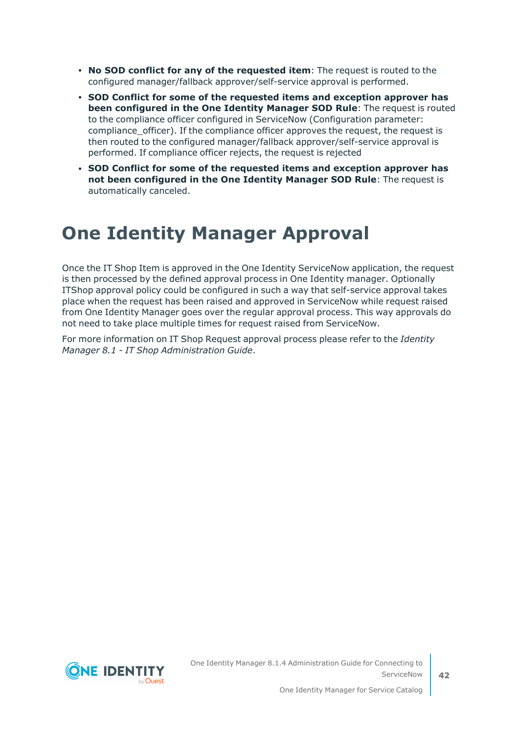- **No SOD conflict for any of the requested item**: The request is routed to the configured manager/fallback approver/self-service approval is performed.
- **SOD Conflict for some of the requested items and exception approver has been configured in the One Identity Manager SOD Rule**: The request is routed to the compliance officer configured in ServiceNow (Configuration parameter: compliance_officer). If the compliance officer approves the request, the request is then routed to the configured manager/fallback approver/self-service approval is performed. If compliance officer rejects, the request is rejected
- **SOD Conflict for some of the requested items and exception approver has not been configured in the One Identity Manager SOD Rule**: The request is automatically canceled.

# One Identity Manager Approval

Once the IT Shop Item is approved in the One Identity ServiceNow application, the request is then processed by the defined approval process in One Identity manager. Optionally ITShop approval policy could be configured in such a way that self-service approval takes place when the request has been raised and approved in ServiceNow while request raised from One Identity Manager goes over the regular approval process. This way approvals do not need to take place multiple times for request raised from ServiceNow.

For more information on IT Shop Request approval process please refer to the *Identity Manager 8.1 - IT Shop Administration Guide*.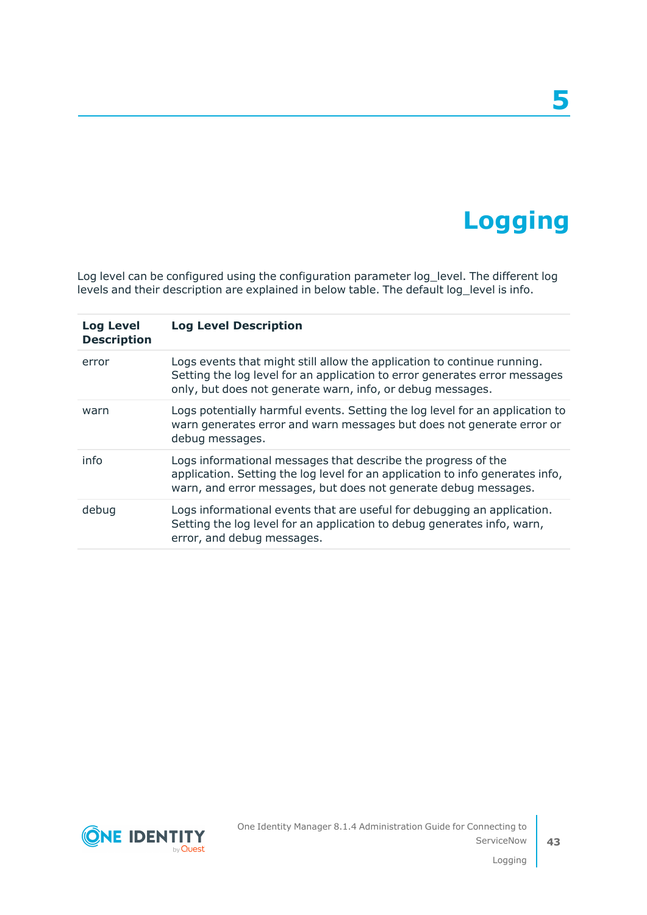# 5

# Logging

Log level can be configured using the configuration parameter log_level. The different log levels and their description are explained in below table. The default log_level is info.

| Log Level Description | Log Level Description |
|---|---|
| error | Logs events that might still allow the application to continue running. Setting the log level for an application to error generates error messages only, but does not generate warn, info, or debug messages. |
| warn | Logs potentially harmful events. Setting the log level for an application to warn generates error and warn messages but does not generate error or debug messages. |
| info | Logs informational messages that describe the progress of the application. Setting the log level for an application to info generates info, warn, and error messages, but does not generate debug messages. |
| debug | Logs informational events that are useful for debugging an application. Setting the log level for an application to debug generates info, warn, error, and debug messages. |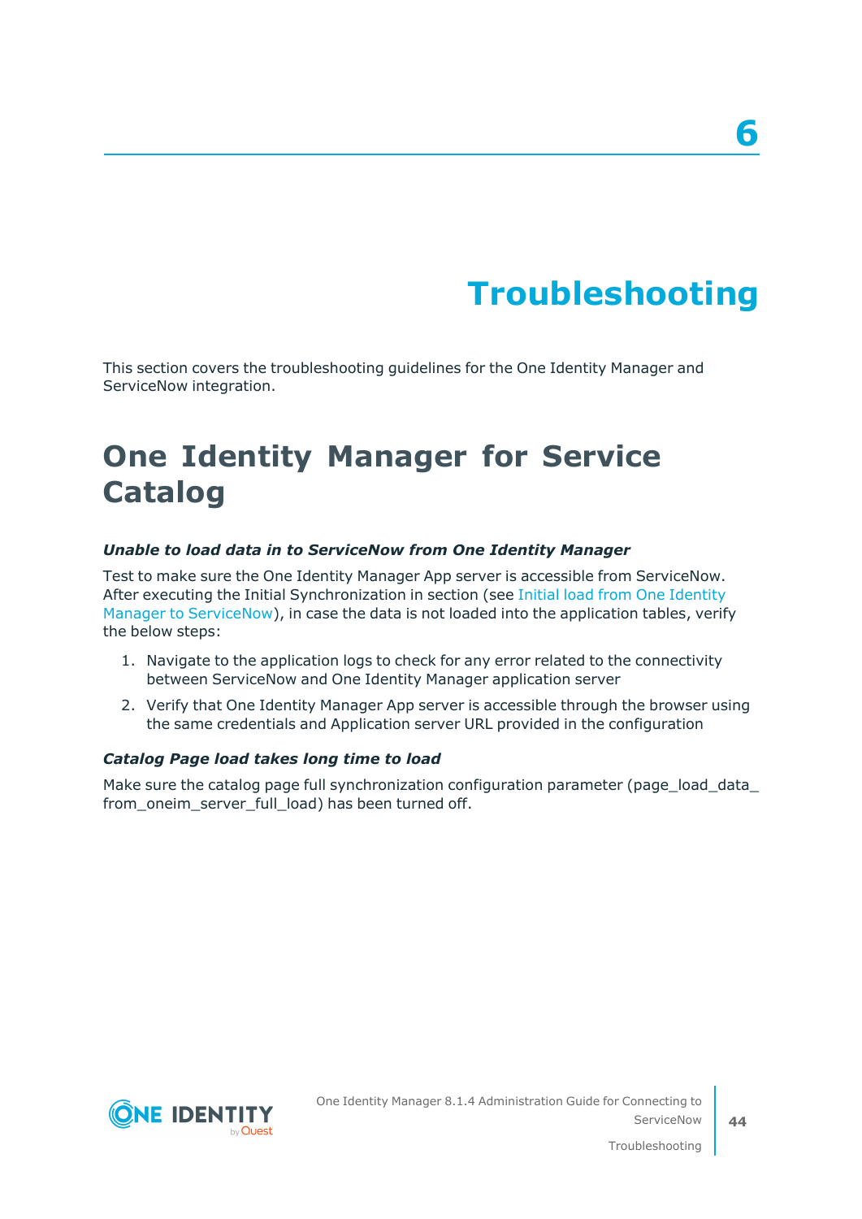# 6 Troubleshooting

This section covers the troubleshooting guidelines for the One Identity Manager and ServiceNow integration.

## One Identity Manager for Service Catalog

***Unable to load data in to ServiceNow from One Identity Manager***

Test to make sure the One Identity Manager App server is accessible from ServiceNow. After executing the Initial Synchronization in section (see Initial load from One Identity Manager to ServiceNow), in case the data is not loaded into the application tables, verify the below steps:

1. Navigate to the application logs to check for any error related to the connectivity between ServiceNow and One Identity Manager application server
2. Verify that One Identity Manager App server is accessible through the browser using the same credentials and Application server URL provided in the configuration

***Catalog Page load takes long time to load***

Make sure the catalog page full synchronization configuration parameter (page_load_data_from_oneim_server_full_load) has been turned off.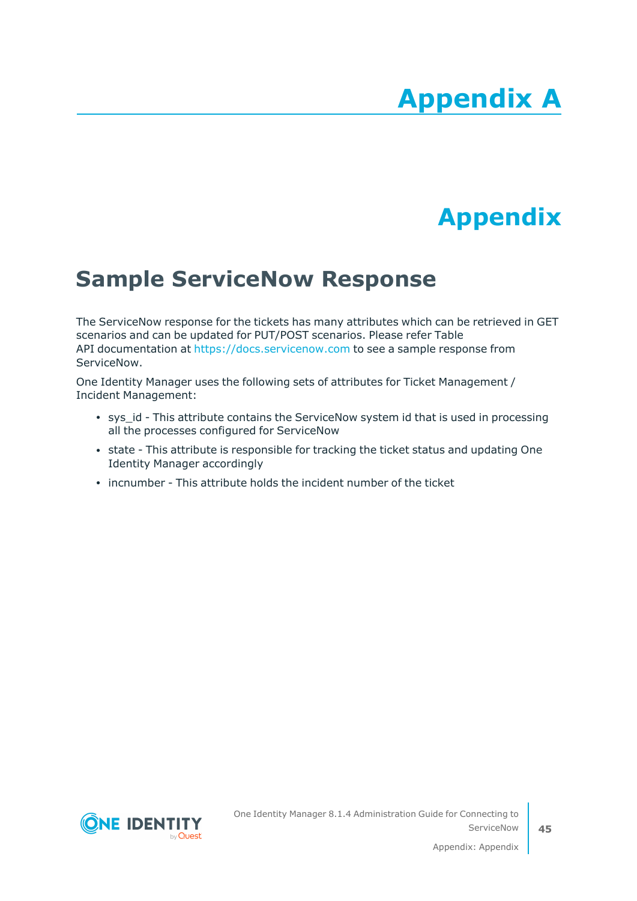# Appendix A

# Appendix

## Sample ServiceNow Response

The ServiceNow response for the tickets has many attributes which can be retrieved in GET scenarios and can be updated for PUT/POST scenarios. Please refer Table API documentation at https://docs.servicenow.com to see a sample response from ServiceNow.

One Identity Manager uses the following sets of attributes for Ticket Management / Incident Management:

- sys_id - This attribute contains the ServiceNow system id that is used in processing all the processes configured for ServiceNow
- state - This attribute is responsible for tracking the ticket status and updating One Identity Manager accordingly
- incnumber - This attribute holds the incident number of the ticket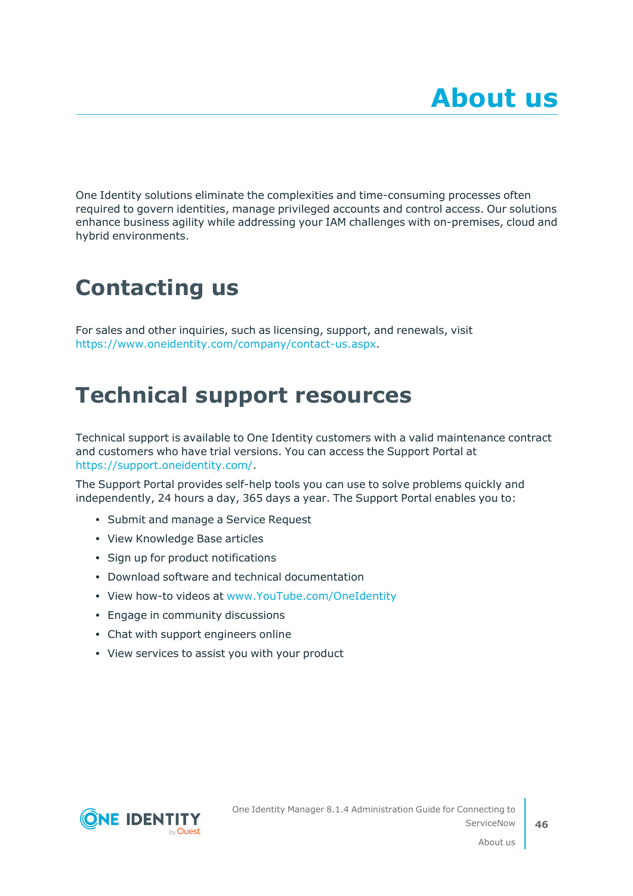# About us

One Identity solutions eliminate the complexities and time-consuming processes often required to govern identities, manage privileged accounts and control access. Our solutions enhance business agility while addressing your IAM challenges with on-premises, cloud and hybrid environments.

## Contacting us

For sales and other inquiries, such as licensing, support, and renewals, visit https://www.oneidentity.com/company/contact-us.aspx.

## Technical support resources

Technical support is available to One Identity customers with a valid maintenance contract and customers who have trial versions. You can access the Support Portal at https://support.oneidentity.com/.

The Support Portal provides self-help tools you can use to solve problems quickly and independently, 24 hours a day, 365 days a year. The Support Portal enables you to:

- Submit and manage a Service Request
- View Knowledge Base articles
- Sign up for product notifications
- Download software and technical documentation
- View how-to videos at www.YouTube.com/OneIdentity
- Engage in community discussions
- Chat with support engineers online
- View services to assist you with your product